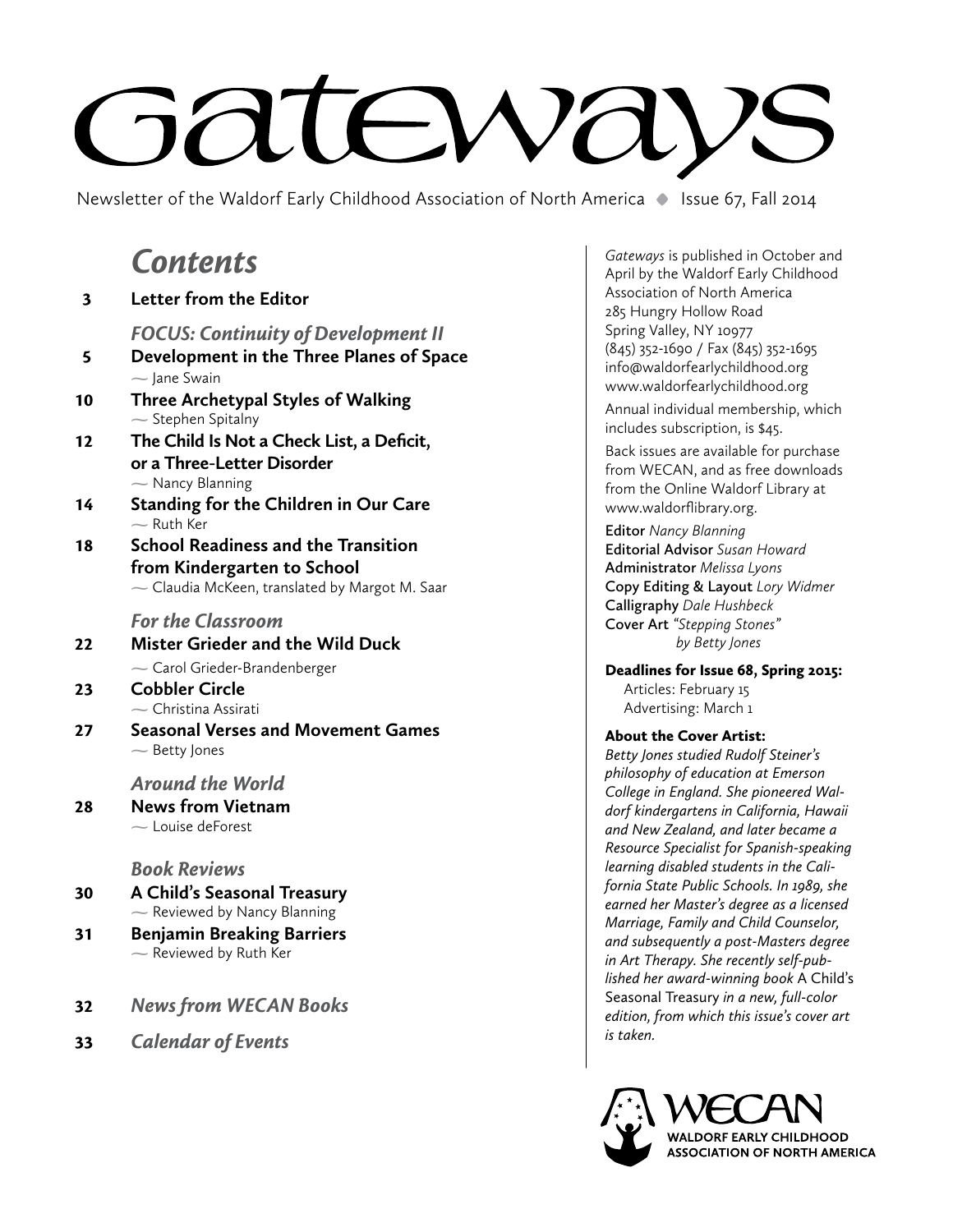# Gateways

Newsletter of the Waldorf Early Childhood Association of North America ◆ Issue 67, Fall 2014

## *Contents*

**3** **Letter from the Editor**

### *FOCUS: Continuity of Development II*

**5** **Development in the Three Planes of Space**
— Jane Swain

**10** **Three Archetypal Styles of Walking**
— Stephen Spitalny

**12** **The Child Is Not a Check List, a Deficit, or a Three-Letter Disorder**
— Nancy Blanning

**14** **Standing for the Children in Our Care**
— Ruth Ker

**18** **School Readiness and the Transition from Kindergarten to School**
— Claudia McKeen, translated by Margot M. Saar

### *For the Classroom*

**22** **Mister Grieder and the Wild Duck**
— Carol Grieder-Brandenberger

**23** **Cobbler Circle**
— Christina Assirati

**27** **Seasonal Verses and Movement Games**
— Betty Jones

### *Around the World*

**28** **News from Vietnam**
— Louise deForest

### *Book Reviews*

**30** **A Child's Seasonal Treasury**
— Reviewed by Nancy Blanning

**31** **Benjamin Breaking Barriers**
— Reviewed by Ruth Ker

**32** ***News from WECAN Books***

**33** ***Calendar of Events***

---

*Gateways* is published in October and April by the Waldorf Early Childhood Association of North America
285 Hungry Hollow Road
Spring Valley, NY 10977
(845) 352-1690 / Fax (845) 352-1695
info@waldorfearlychildhood.org
www.waldorfearlychildhood.org

Annual individual membership, which includes subscription, is $45.

Back issues are available for purchase from WECAN, and as free downloads from the Online Waldorf Library at www.waldorflibrary.org.

**Editor** *Nancy Blanning*
**Editorial Advisor** *Susan Howard*
**Administrator** *Melissa Lyons*
**Copy Editing & Layout** *Lory Widmer*
**Calligraphy** *Dale Hushbeck*
**Cover Art** *"Stepping Stones" by Betty Jones*

**Deadlines for Issue 68, Spring 2015:**
Articles: February 15
Advertising: March 1

**About the Cover Artist:**
*Betty Jones studied Rudolf Steiner's philosophy of education at Emerson College in England. She pioneered Waldorf kindergartens in California, Hawaii and New Zealand, and later became a Resource Specialist for Spanish-speaking learning disabled students in the California State Public Schools. In 1989, she earned her Master's degree as a licensed Marriage, Family and Child Counselor, and subsequently a post-Masters degree in Art Therapy. She recently self-published her award-winning book* A Child's Seasonal Treasury *in a new, full-color edition, from which this issue's cover art is taken.*

WECAN
WALDORF EARLY CHILDHOOD ASSOCIATION OF NORTH AMERICA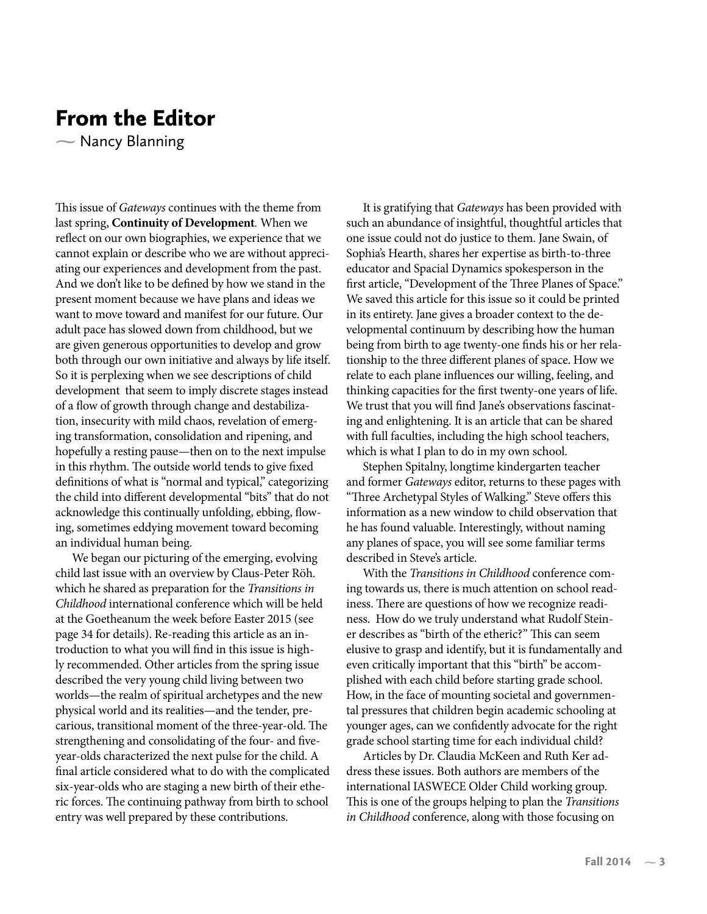# From the Editor

— Nancy Blanning

This issue of *Gateways* continues with the theme from last spring, **Continuity of Development**. When we reflect on our own biographies, we experience that we cannot explain or describe who we are without appreciating our experiences and development from the past. And we don't like to be defined by how we stand in the present moment because we have plans and ideas we want to move toward and manifest for our future. Our adult pace has slowed down from childhood, but we are given generous opportunities to develop and grow both through our own initiative and always by life itself. So it is perplexing when we see descriptions of child development that seem to imply discrete stages instead of a flow of growth through change and destabilization, insecurity with mild chaos, revelation of emerging transformation, consolidation and ripening, and hopefully a resting pause—then on to the next impulse in this rhythm. The outside world tends to give fixed definitions of what is "normal and typical," categorizing the child into different developmental "bits" that do not acknowledge this continually unfolding, ebbing, flowing, sometimes eddying movement toward becoming an individual human being.

We began our picturing of the emerging, evolving child last issue with an overview by Claus-Peter Röh. which he shared as preparation for the *Transitions in Childhood* international conference which will be held at the Goetheanum the week before Easter 2015 (see page 34 for details). Re-reading this article as an introduction to what you will find in this issue is highly recommended. Other articles from the spring issue described the very young child living between two worlds—the realm of spiritual archetypes and the new physical world and its realities—and the tender, precarious, transitional moment of the three-year-old. The strengthening and consolidating of the four- and five-year-olds characterized the next pulse for the child. A final article considered what to do with the complicated six-year-olds who are staging a new birth of their etheric forces. The continuing pathway from birth to school entry was well prepared by these contributions.

It is gratifying that *Gateways* has been provided with such an abundance of insightful, thoughtful articles that one issue could not do justice to them. Jane Swain, of Sophia's Hearth, shares her expertise as birth-to-three educator and Spacial Dynamics spokesperson in the first article, "Development of the Three Planes of Space." We saved this article for this issue so it could be printed in its entirety. Jane gives a broader context to the developmental continuum by describing how the human being from birth to age twenty-one finds his or her relationship to the three different planes of space. How we relate to each plane influences our willing, feeling, and thinking capacities for the first twenty-one years of life. We trust that you will find Jane's observations fascinating and enlightening. It is an article that can be shared with full faculties, including the high school teachers, which is what I plan to do in my own school.

Stephen Spitalny, longtime kindergarten teacher and former *Gateways* editor, returns to these pages with "Three Archetypal Styles of Walking." Steve offers this information as a new window to child observation that he has found valuable. Interestingly, without naming any planes of space, you will see some familiar terms described in Steve's article.

With the *Transitions in Childhood* conference coming towards us, there is much attention on school readiness. There are questions of how we recognize readiness. How do we truly understand what Rudolf Steiner describes as "birth of the etheric?" This can seem elusive to grasp and identify, but it is fundamentally and even critically important that this "birth" be accomplished with each child before starting grade school. How, in the face of mounting societal and governmental pressures that children begin academic schooling at younger ages, can we confidently advocate for the right grade school starting time for each individual child?

Articles by Dr. Claudia McKeen and Ruth Ker address these issues. Both authors are members of the international IASWECE Older Child working group. This is one of the groups helping to plan the *Transitions in Childhood* conference, along with those focusing on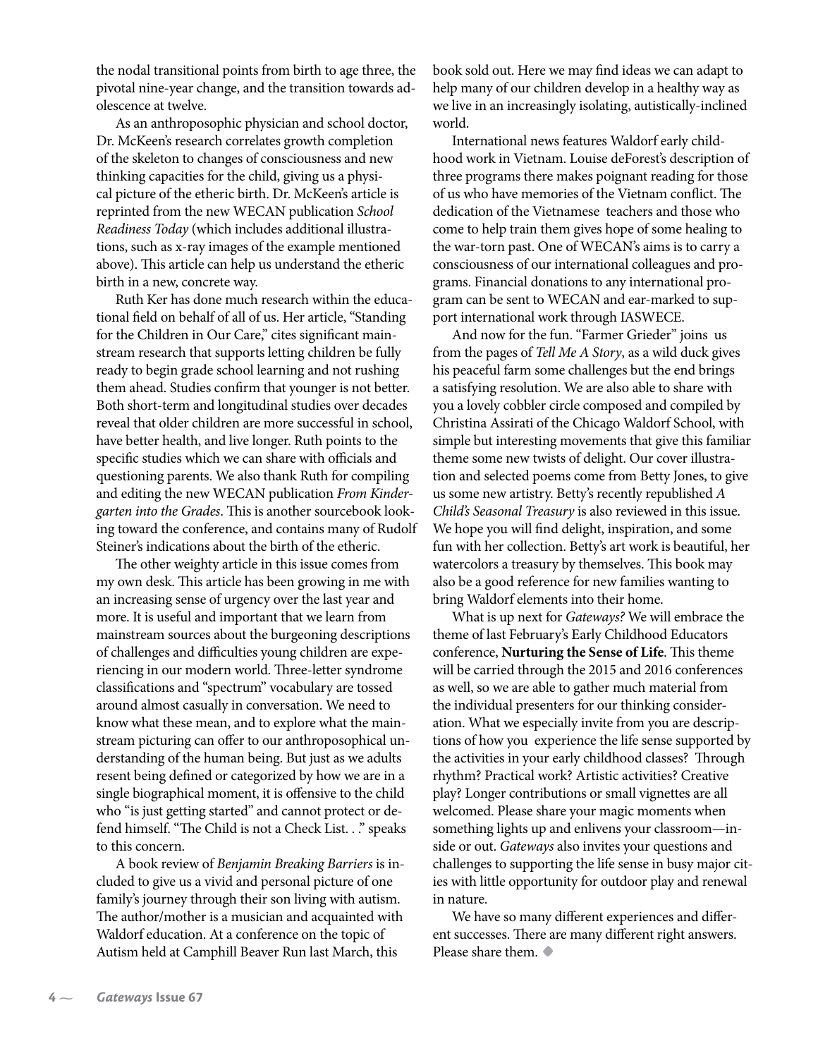the nodal transitional points from birth to age three, the pivotal nine-year change, and the transition towards adolescence at twelve.

As an anthroposophic physician and school doctor, Dr. McKeen's research correlates growth completion of the skeleton to changes of consciousness and new thinking capacities for the child, giving us a physical picture of the etheric birth. Dr. McKeen's article is reprinted from the new WECAN publication *School Readiness Today* (which includes additional illustrations, such as x-ray images of the example mentioned above). This article can help us understand the etheric birth in a new, concrete way.

Ruth Ker has done much research within the educational field on behalf of all of us. Her article, "Standing for the Children in Our Care," cites significant mainstream research that supports letting children be fully ready to begin grade school learning and not rushing them ahead. Studies confirm that younger is not better. Both short-term and longitudinal studies over decades reveal that older children are more successful in school, have better health, and live longer. Ruth points to the specific studies which we can share with officials and questioning parents. We also thank Ruth for compiling and editing the new WECAN publication *From Kindergarten into the Grades*. This is another sourcebook looking toward the conference, and contains many of Rudolf Steiner's indications about the birth of the etheric.

The other weighty article in this issue comes from my own desk. This article has been growing in me with an increasing sense of urgency over the last year and more. It is useful and important that we learn from mainstream sources about the burgeoning descriptions of challenges and difficulties young children are experiencing in our modern world. Three-letter syndrome classifications and "spectrum" vocabulary are tossed around almost casually in conversation. We need to know what these mean, and to explore what the mainstream picturing can offer to our anthroposophical understanding of the human being. But just as we adults resent being defined or categorized by how we are in a single biographical moment, it is offensive to the child who "is just getting started" and cannot protect or defend himself. "The Child is not a Check List. . ." speaks to this concern.

A book review of *Benjamin Breaking Barriers* is included to give us a vivid and personal picture of one family's journey through their son living with autism. The author/mother is a musician and acquainted with Waldorf education. At a conference on the topic of Autism held at Camphill Beaver Run last March, this book sold out. Here we may find ideas we can adapt to help many of our children develop in a healthy way as we live in an increasingly isolating, autistically-inclined world.

International news features Waldorf early childhood work in Vietnam. Louise deForest's description of three programs there makes poignant reading for those of us who have memories of the Vietnam conflict. The dedication of the Vietnamese teachers and those who come to help train them gives hope of some healing to the war-torn past. One of WECAN's aims is to carry a consciousness of our international colleagues and programs. Financial donations to any international program can be sent to WECAN and ear-marked to support international work through IASWECE.

And now for the fun. "Farmer Grieder" joins us from the pages of *Tell Me A Story*, as a wild duck gives his peaceful farm some challenges but the end brings a satisfying resolution. We are also able to share with you a lovely cobbler circle composed and compiled by Christina Assirati of the Chicago Waldorf School, with simple but interesting movements that give this familiar theme some new twists of delight. Our cover illustration and selected poems come from Betty Jones, to give us some new artistry. Betty's recently republished *A Child's Seasonal Treasury* is also reviewed in this issue. We hope you will find delight, inspiration, and some fun with her collection. Betty's art work is beautiful, her watercolors a treasury by themselves. This book may also be a good reference for new families wanting to bring Waldorf elements into their home.

What is up next for *Gateways?* We will embrace the theme of last February's Early Childhood Educators conference, **Nurturing the Sense of Life**. This theme will be carried through the 2015 and 2016 conferences as well, so we are able to gather much material from the individual presenters for our thinking consideration. What we especially invite from you are descriptions of how you experience the life sense supported by the activities in your early childhood classes? Through rhythm? Practical work? Artistic activities? Creative play? Longer contributions or small vignettes are all welcomed. Please share your magic moments when something lights up and enlivens your classroom—inside or out. *Gateways* also invites your questions and challenges to supporting the life sense in busy major cities with little opportunity for outdoor play and renewal in nature.

We have so many different experiences and different successes. There are many different right answers. Please share them. ◆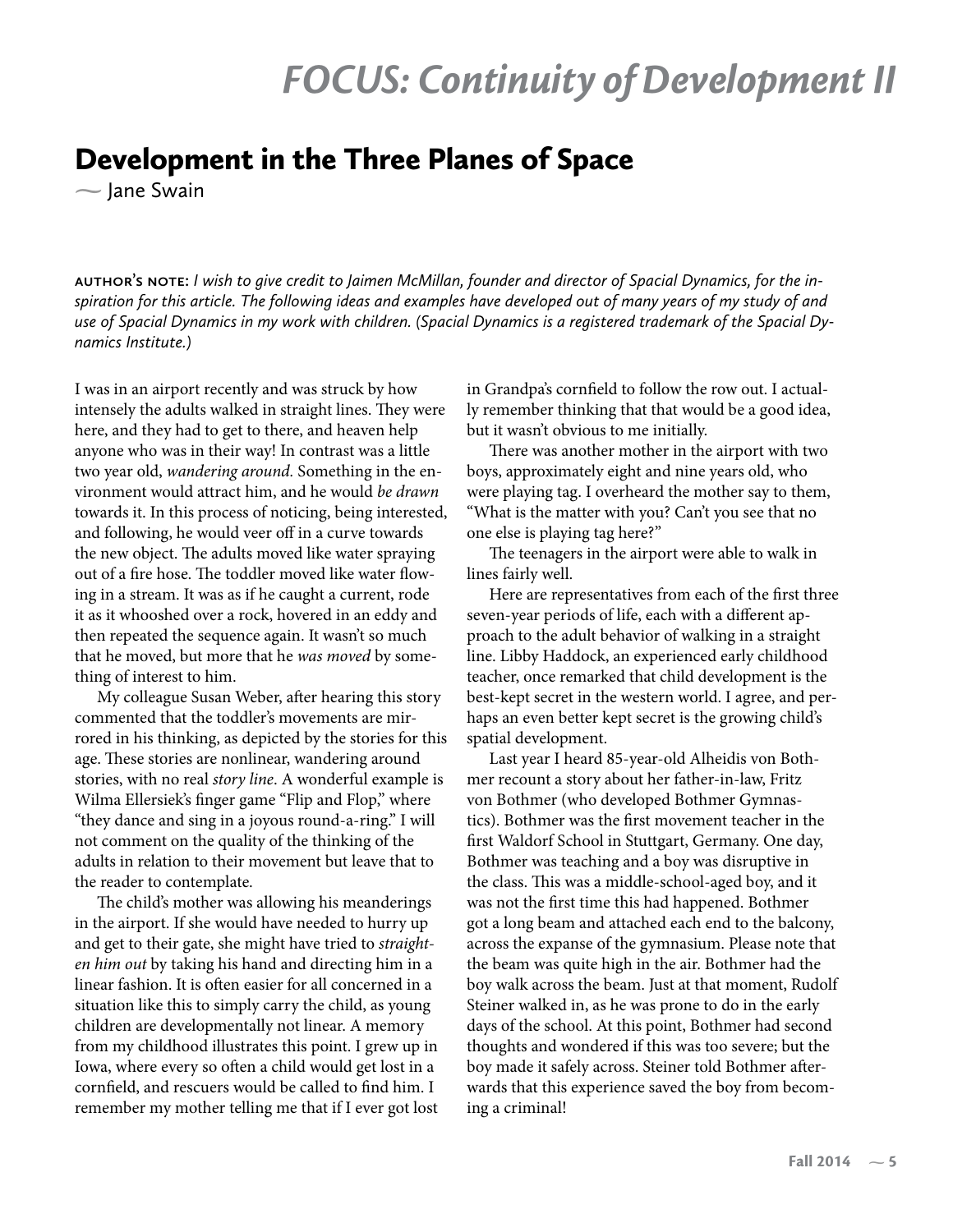# FOCUS: Continuity of Development II

## Development in the Three Planes of Space

— Jane Swain

AUTHOR'S NOTE: *I wish to give credit to Jaimen McMillan, founder and director of Spacial Dynamics, for the inspiration for this article. The following ideas and examples have developed out of many years of my study of and use of Spacial Dynamics in my work with children. (Spacial Dynamics is a registered trademark of the Spacial Dynamics Institute.)*

I was in an airport recently and was struck by how intensely the adults walked in straight lines. They were here, and they had to get to there, and heaven help anyone who was in their way! In contrast was a little two year old, *wandering around.* Something in the environment would attract him, and he would *be drawn* towards it. In this process of noticing, being interested, and following, he would veer off in a curve towards the new object. The adults moved like water spraying out of a fire hose. The toddler moved like water flowing in a stream. It was as if he caught a current, rode it as it whooshed over a rock, hovered in an eddy and then repeated the sequence again. It wasn't so much that he moved, but more that he *was moved* by something of interest to him.

My colleague Susan Weber, after hearing this story commented that the toddler's movements are mirrored in his thinking, as depicted by the stories for this age. These stories are nonlinear, wandering around stories, with no real *story line*. A wonderful example is Wilma Ellersiek's finger game "Flip and Flop," where "they dance and sing in a joyous round-a-ring." I will not comment on the quality of the thinking of the adults in relation to their movement but leave that to the reader to contemplate.

The child's mother was allowing his meanderings in the airport. If she would have needed to hurry up and get to their gate, she might have tried to *straighten him out* by taking his hand and directing him in a linear fashion. It is often easier for all concerned in a situation like this to simply carry the child, as young children are developmentally not linear. A memory from my childhood illustrates this point. I grew up in Iowa, where every so often a child would get lost in a cornfield, and rescuers would be called to find him. I remember my mother telling me that if I ever got lost in Grandpa's cornfield to follow the row out. I actually remember thinking that that would be a good idea, but it wasn't obvious to me initially.

There was another mother in the airport with two boys, approximately eight and nine years old, who were playing tag. I overheard the mother say to them, "What is the matter with you? Can't you see that no one else is playing tag here?"

The teenagers in the airport were able to walk in lines fairly well.

Here are representatives from each of the first three seven-year periods of life, each with a different approach to the adult behavior of walking in a straight line. Libby Haddock, an experienced early childhood teacher, once remarked that child development is the best-kept secret in the western world. I agree, and perhaps an even better kept secret is the growing child's spatial development.

Last year I heard 85-year-old Alheidis von Bothmer recount a story about her father-in-law, Fritz von Bothmer (who developed Bothmer Gymnastics). Bothmer was the first movement teacher in the first Waldorf School in Stuttgart, Germany. One day, Bothmer was teaching and a boy was disruptive in the class. This was a middle-school-aged boy, and it was not the first time this had happened. Bothmer got a long beam and attached each end to the balcony, across the expanse of the gymnasium. Please note that the beam was quite high in the air. Bothmer had the boy walk across the beam. Just at that moment, Rudolf Steiner walked in, as he was prone to do in the early days of the school. At this point, Bothmer had second thoughts and wondered if this was too severe; but the boy made it safely across. Steiner told Bothmer afterwards that this experience saved the boy from becoming a criminal!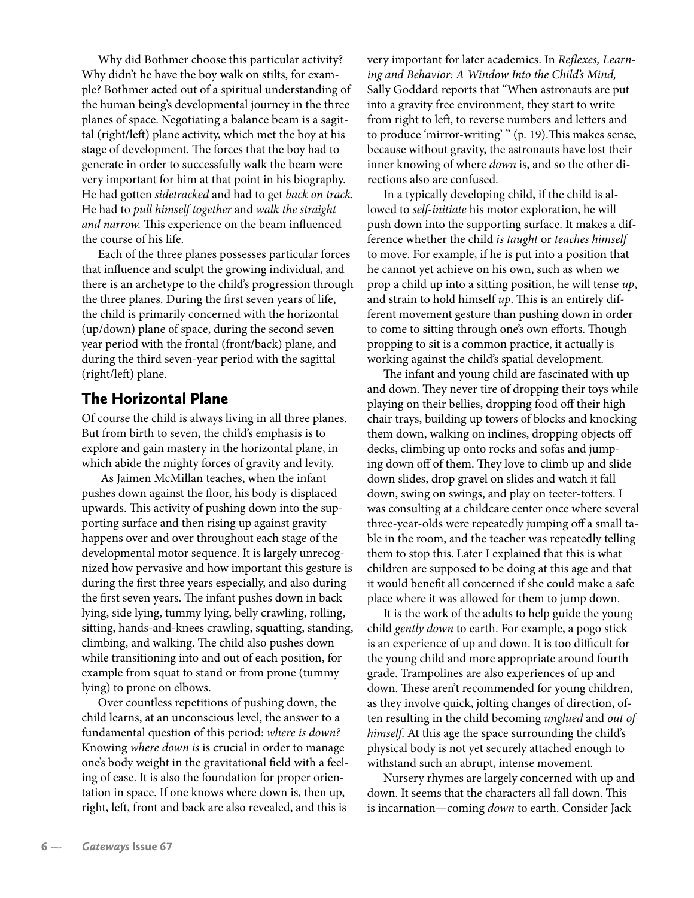Why did Bothmer choose this particular activity? Why didn't he have the boy walk on stilts, for example? Bothmer acted out of a spiritual understanding of the human being's developmental journey in the three planes of space. Negotiating a balance beam is a sagittal (right/left) plane activity, which met the boy at his stage of development. The forces that the boy had to generate in order to successfully walk the beam were very important for him at that point in his biography. He had gotten *sidetracked* and had to get *back on track.* He had to *pull himself together* and *walk the straight and narrow.* This experience on the beam influenced the course of his life.

Each of the three planes possesses particular forces that influence and sculpt the growing individual, and there is an archetype to the child's progression through the three planes. During the first seven years of life, the child is primarily concerned with the horizontal (up/down) plane of space, during the second seven year period with the frontal (front/back) plane, and during the third seven-year period with the sagittal (right/left) plane.

## The Horizontal Plane

Of course the child is always living in all three planes. But from birth to seven, the child's emphasis is to explore and gain mastery in the horizontal plane, in which abide the mighty forces of gravity and levity.

As Jaimen McMillan teaches, when the infant pushes down against the floor, his body is displaced upwards. This activity of pushing down into the supporting surface and then rising up against gravity happens over and over throughout each stage of the developmental motor sequence. It is largely unrecognized how pervasive and how important this gesture is during the first three years especially, and also during the first seven years. The infant pushes down in back lying, side lying, tummy lying, belly crawling, rolling, sitting, hands-and-knees crawling, squatting, standing, climbing, and walking. The child also pushes down while transitioning into and out of each position, for example from squat to stand or from prone (tummy lying) to prone on elbows.

Over countless repetitions of pushing down, the child learns, at an unconscious level, the answer to a fundamental question of this period: *where is down?* Knowing *where down is* is crucial in order to manage one's body weight in the gravitational field with a feeling of ease. It is also the foundation for proper orientation in space. If one knows where down is, then up, right, left, front and back are also revealed, and this is very important for later academics. In *Reflexes, Learning and Behavior: A Window Into the Child's Mind,* Sally Goddard reports that "When astronauts are put into a gravity free environment, they start to write from right to left, to reverse numbers and letters and to produce 'mirror-writing' " (p. 19).This makes sense, because without gravity, the astronauts have lost their inner knowing of where *down* is, and so the other directions also are confused.

In a typically developing child, if the child is allowed to *self-initiate* his motor exploration, he will push down into the supporting surface. It makes a difference whether the child *is taught* or *teaches himself* to move. For example, if he is put into a position that he cannot yet achieve on his own, such as when we prop a child up into a sitting position, he will tense *up*, and strain to hold himself *up*. This is an entirely different movement gesture than pushing down in order to come to sitting through one's own efforts. Though propping to sit is a common practice, it actually is working against the child's spatial development.

The infant and young child are fascinated with up and down. They never tire of dropping their toys while playing on their bellies, dropping food off their high chair trays, building up towers of blocks and knocking them down, walking on inclines, dropping objects off decks, climbing up onto rocks and sofas and jumping down off of them. They love to climb up and slide down slides, drop gravel on slides and watch it fall down, swing on swings, and play on teeter-totters. I was consulting at a childcare center once where several three-year-olds were repeatedly jumping off a small table in the room, and the teacher was repeatedly telling them to stop this. Later I explained that this is what children are supposed to be doing at this age and that it would benefit all concerned if she could make a safe place where it was allowed for them to jump down.

It is the work of the adults to help guide the young child *gently down* to earth. For example, a pogo stick is an experience of up and down. It is too difficult for the young child and more appropriate around fourth grade. Trampolines are also experiences of up and down. These aren't recommended for young children, as they involve quick, jolting changes of direction, often resulting in the child becoming *unglued* and *out of himself.* At this age the space surrounding the child's physical body is not yet securely attached enough to withstand such an abrupt, intense movement.

Nursery rhymes are largely concerned with up and down. It seems that the characters all fall down. This is incarnation—coming *down* to earth. Consider Jack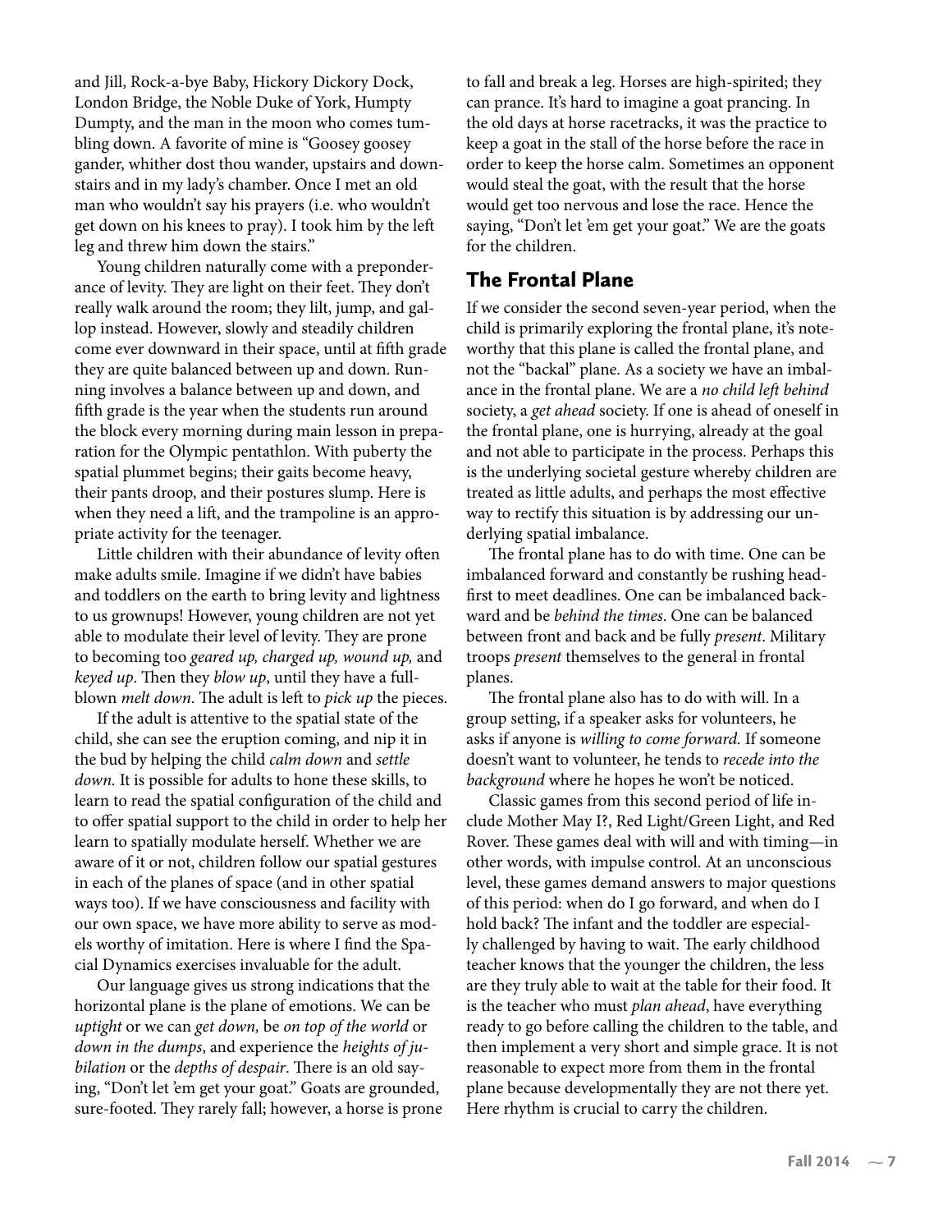and Jill, Rock-a-bye Baby, Hickory Dickory Dock, London Bridge, the Noble Duke of York, Humpty Dumpty, and the man in the moon who comes tumbling down. A favorite of mine is "Goosey goosey gander, whither dost thou wander, upstairs and downstairs and in my lady's chamber. Once I met an old man who wouldn't say his prayers (i.e. who wouldn't get down on his knees to pray). I took him by the left leg and threw him down the stairs."

Young children naturally come with a preponderance of levity. They are light on their feet. They don't really walk around the room; they lilt, jump, and gallop instead. However, slowly and steadily children come ever downward in their space, until at fifth grade they are quite balanced between up and down. Running involves a balance between up and down, and fifth grade is the year when the students run around the block every morning during main lesson in preparation for the Olympic pentathlon. With puberty the spatial plummet begins; their gaits become heavy, their pants droop, and their postures slump. Here is when they need a lift, and the trampoline is an appropriate activity for the teenager.

Little children with their abundance of levity often make adults smile. Imagine if we didn't have babies and toddlers on the earth to bring levity and lightness to us grownups! However, young children are not yet able to modulate their level of levity. They are prone to becoming too *geared up, charged up, wound up,* and *keyed up*. Then they *blow up*, until they have a full-blown *melt down*. The adult is left to *pick up* the pieces.

If the adult is attentive to the spatial state of the child, she can see the eruption coming, and nip it in the bud by helping the child *calm down* and *settle down.* It is possible for adults to hone these skills, to learn to read the spatial configuration of the child and to offer spatial support to the child in order to help her learn to spatially modulate herself. Whether we are aware of it or not, children follow our spatial gestures in each of the planes of space (and in other spatial ways too). If we have consciousness and facility with our own space, we have more ability to serve as models worthy of imitation. Here is where I find the Spacial Dynamics exercises invaluable for the adult.

Our language gives us strong indications that the horizontal plane is the plane of emotions. We can be *uptight* or we can *get down,* be *on top of the world* or *down in the dumps*, and experience the *heights of jubilation* or the *depths of despair*. There is an old saying, "Don't let 'em get your goat." Goats are grounded, sure-footed. They rarely fall; however, a horse is prone to fall and break a leg. Horses are high-spirited; they can prance. It's hard to imagine a goat prancing. In the old days at horse racetracks, it was the practice to keep a goat in the stall of the horse before the race in order to keep the horse calm. Sometimes an opponent would steal the goat, with the result that the horse would get too nervous and lose the race. Hence the saying, "Don't let 'em get your goat." We are the goats for the children.

## The Frontal Plane

If we consider the second seven-year period, when the child is primarily exploring the frontal plane, it's noteworthy that this plane is called the frontal plane, and not the "backal" plane. As a society we have an imbalance in the frontal plane. We are a *no child left behind* society, a *get ahead* society. If one is ahead of oneself in the frontal plane, one is hurrying, already at the goal and not able to participate in the process. Perhaps this is the underlying societal gesture whereby children are treated as little adults, and perhaps the most effective way to rectify this situation is by addressing our underlying spatial imbalance.

The frontal plane has to do with time. One can be imbalanced forward and constantly be rushing headfirst to meet deadlines. One can be imbalanced backward and be *behind the times*. One can be balanced between front and back and be fully *present*. Military troops *present* themselves to the general in frontal planes.

The frontal plane also has to do with will. In a group setting, if a speaker asks for volunteers, he asks if anyone is *willing to come forward.* If someone doesn't want to volunteer, he tends to *recede into the background* where he hopes he won't be noticed.

Classic games from this second period of life include Mother May I?, Red Light/Green Light, and Red Rover. These games deal with will and with timing—in other words, with impulse control. At an unconscious level, these games demand answers to major questions of this period: when do I go forward, and when do I hold back? The infant and the toddler are especially challenged by having to wait. The early childhood teacher knows that the younger the children, the less are they truly able to wait at the table for their food. It is the teacher who must *plan ahead*, have everything ready to go before calling the children to the table, and then implement a very short and simple grace. It is not reasonable to expect more from them in the frontal plane because developmentally they are not there yet. Here rhythm is crucial to carry the children.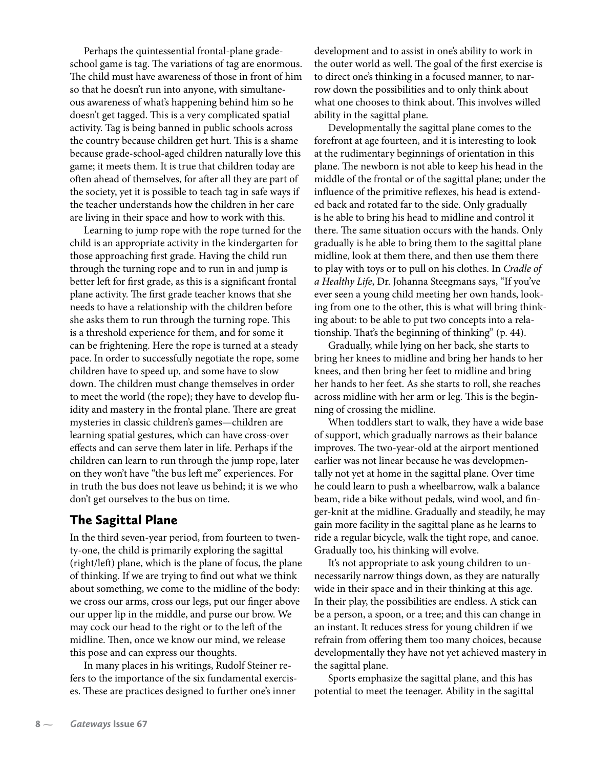Perhaps the quintessential frontal-plane grade-school game is tag. The variations of tag are enormous. The child must have awareness of those in front of him so that he doesn't run into anyone, with simultaneous awareness of what's happening behind him so he doesn't get tagged. This is a very complicated spatial activity. Tag is being banned in public schools across the country because children get hurt. This is a shame because grade-school-aged children naturally love this game; it meets them. It is true that children today are often ahead of themselves, for after all they are part of the society, yet it is possible to teach tag in safe ways if the teacher understands how the children in her care are living in their space and how to work with this.

Learning to jump rope with the rope turned for the child is an appropriate activity in the kindergarten for those approaching first grade. Having the child run through the turning rope and to run in and jump is better left for first grade, as this is a significant frontal plane activity. The first grade teacher knows that she needs to have a relationship with the children before she asks them to run through the turning rope. This is a threshold experience for them, and for some it can be frightening. Here the rope is turned at a steady pace. In order to successfully negotiate the rope, some children have to speed up, and some have to slow down. The children must change themselves in order to meet the world (the rope); they have to develop fluidity and mastery in the frontal plane. There are great mysteries in classic children's games—children are learning spatial gestures, which can have cross-over effects and can serve them later in life. Perhaps if the children can learn to run through the jump rope, later on they won't have "the bus left me" experiences. For in truth the bus does not leave us behind; it is we who don't get ourselves to the bus on time.

## The Sagittal Plane

In the third seven-year period, from fourteen to twenty-one, the child is primarily exploring the sagittal (right/left) plane, which is the plane of focus, the plane of thinking. If we are trying to find out what we think about something, we come to the midline of the body: we cross our arms, cross our legs, put our finger above our upper lip in the middle, and purse our brow. We may cock our head to the right or to the left of the midline. Then, once we know our mind, we release this pose and can express our thoughts.

In many places in his writings, Rudolf Steiner refers to the importance of the six fundamental exercises. These are practices designed to further one's inner development and to assist in one's ability to work in the outer world as well. The goal of the first exercise is to direct one's thinking in a focused manner, to narrow down the possibilities and to only think about what one chooses to think about. This involves willed ability in the sagittal plane.

Developmentally the sagittal plane comes to the forefront at age fourteen, and it is interesting to look at the rudimentary beginnings of orientation in this plane. The newborn is not able to keep his head in the middle of the frontal or of the sagittal plane; under the influence of the primitive reflexes, his head is extended back and rotated far to the side. Only gradually is he able to bring his head to midline and control it there. The same situation occurs with the hands. Only gradually is he able to bring them to the sagittal plane midline, look at them there, and then use them there to play with toys or to pull on his clothes. In *Cradle of a Healthy Life*, Dr. Johanna Steegmans says, "If you've ever seen a young child meeting her own hands, looking from one to the other, this is what will bring thinking about: to be able to put two concepts into a relationship. That's the beginning of thinking" (p. 44).

Gradually, while lying on her back, she starts to bring her knees to midline and bring her hands to her knees, and then bring her feet to midline and bring her hands to her feet. As she starts to roll, she reaches across midline with her arm or leg. This is the beginning of crossing the midline.

When toddlers start to walk, they have a wide base of support, which gradually narrows as their balance improves. The two-year-old at the airport mentioned earlier was not linear because he was developmentally not yet at home in the sagittal plane. Over time he could learn to push a wheelbarrow, walk a balance beam, ride a bike without pedals, wind wool, and finger-knit at the midline. Gradually and steadily, he may gain more facility in the sagittal plane as he learns to ride a regular bicycle, walk the tight rope, and canoe. Gradually too, his thinking will evolve.

It's not appropriate to ask young children to unnecessarily narrow things down, as they are naturally wide in their space and in their thinking at this age. In their play, the possibilities are endless. A stick can be a person, a spoon, or a tree; and this can change in an instant. It reduces stress for young children if we refrain from offering them too many choices, because developmentally they have not yet achieved mastery in the sagittal plane.

Sports emphasize the sagittal plane, and this has potential to meet the teenager. Ability in the sagittal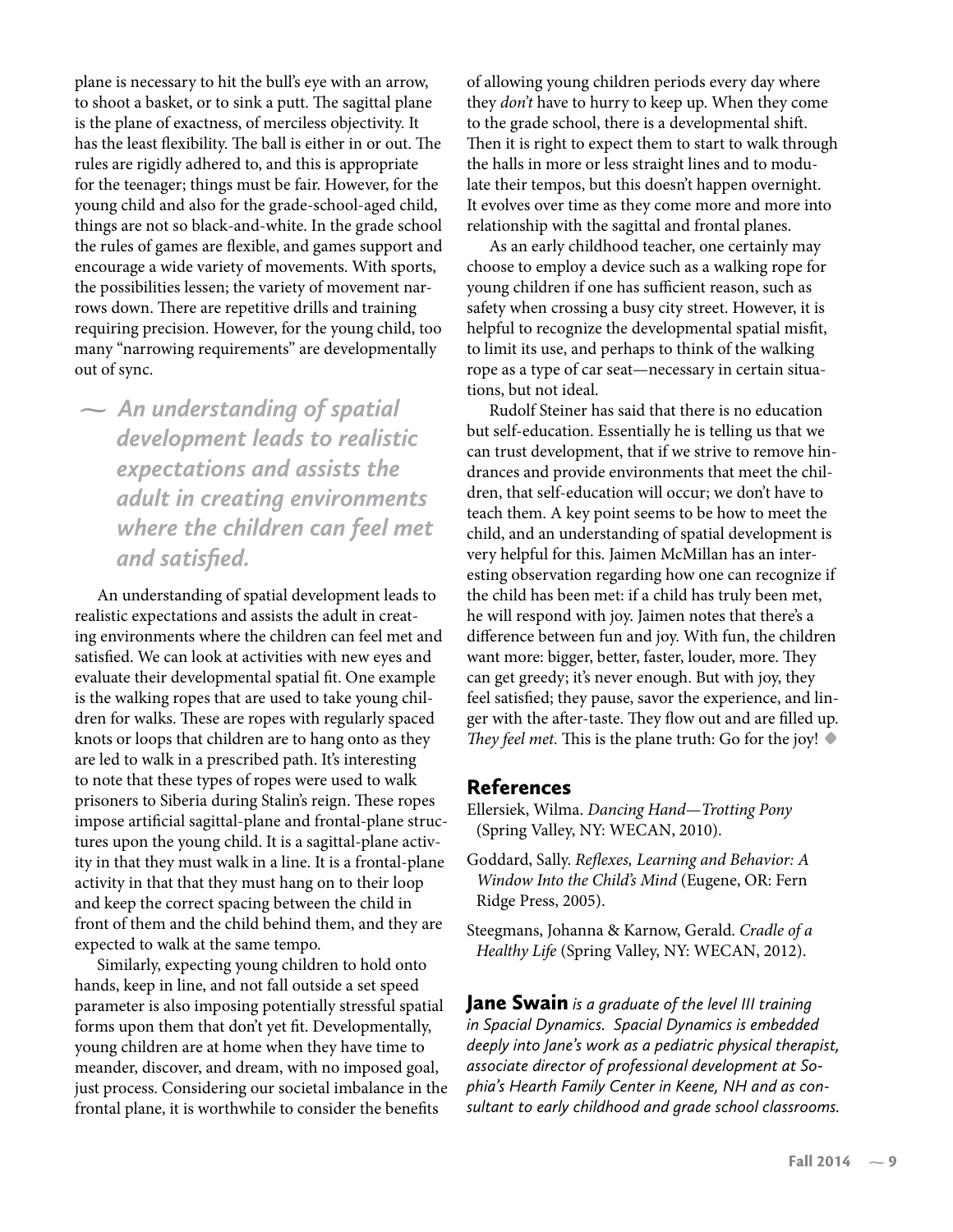plane is necessary to hit the bull's eye with an arrow, to shoot a basket, or to sink a putt. The sagittal plane is the plane of exactness, of merciless objectivity. It has the least flexibility. The ball is either in or out. The rules are rigidly adhered to, and this is appropriate for the teenager; things must be fair. However, for the young child and also for the grade-school-aged child, things are not so black-and-white. In the grade school the rules of games are flexible, and games support and encourage a wide variety of movements. With sports, the possibilities lessen; the variety of movement narrows down. There are repetitive drills and training requiring precision. However, for the young child, too many "narrowing requirements" are developmentally out of sync.

> *An understanding of spatial development leads to realistic expectations and assists the adult in creating environments where the children can feel met and satisfied.*

An understanding of spatial development leads to realistic expectations and assists the adult in creating environments where the children can feel met and satisfied. We can look at activities with new eyes and evaluate their developmental spatial fit. One example is the walking ropes that are used to take young children for walks. These are ropes with regularly spaced knots or loops that children are to hang onto as they are led to walk in a prescribed path. It's interesting to note that these types of ropes were used to walk prisoners to Siberia during Stalin's reign. These ropes impose artificial sagittal-plane and frontal-plane structures upon the young child. It is a sagittal-plane activity in that they must walk in a line. It is a frontal-plane activity in that that they must hang on to their loop and keep the correct spacing between the child in front of them and the child behind them, and they are expected to walk at the same tempo.

Similarly, expecting young children to hold onto hands, keep in line, and not fall outside a set speed parameter is also imposing potentially stressful spatial forms upon them that don't yet fit. Developmentally, young children are at home when they have time to meander, discover, and dream, with no imposed goal, just process. Considering our societal imbalance in the frontal plane, it is worthwhile to consider the benefits of allowing young children periods every day where they *don't* have to hurry to keep up. When they come to the grade school, there is a developmental shift. Then it is right to expect them to start to walk through the halls in more or less straight lines and to modulate their tempos, but this doesn't happen overnight. It evolves over time as they come more and more into relationship with the sagittal and frontal planes.

As an early childhood teacher, one certainly may choose to employ a device such as a walking rope for young children if one has sufficient reason, such as safety when crossing a busy city street. However, it is helpful to recognize the developmental spatial misfit, to limit its use, and perhaps to think of the walking rope as a type of car seat—necessary in certain situations, but not ideal.

Rudolf Steiner has said that there is no education but self-education. Essentially he is telling us that we can trust development, that if we strive to remove hindrances and provide environments that meet the children, that self-education will occur; we don't have to teach them. A key point seems to be how to meet the child, and an understanding of spatial development is very helpful for this. Jaimen McMillan has an interesting observation regarding how one can recognize if the child has been met: if a child has truly been met, he will respond with joy. Jaimen notes that there's a difference between fun and joy. With fun, the children want more: bigger, better, faster, louder, more. They can get greedy; it's never enough. But with joy, they feel satisfied; they pause, savor the experience, and linger with the after-taste. They flow out and are filled up. *They feel met.* This is the plane truth: Go for the joy! ◆

## References

Ellersiek, Wilma. *Dancing Hand—Trotting Pony* (Spring Valley, NY: WECAN, 2010).

Goddard, Sally. *Reflexes, Learning and Behavior: A Window Into the Child's Mind* (Eugene, OR: Fern Ridge Press, 2005).

Steegmans, Johanna & Karnow, Gerald. *Cradle of a Healthy Life* (Spring Valley, NY: WECAN, 2012).

**Jane Swain** *is a graduate of the level III training in Spacial Dynamics. Spacial Dynamics is embedded deeply into Jane's work as a pediatric physical therapist, associate director of professional development at Sophia's Hearth Family Center in Keene, NH and as consultant to early childhood and grade school classrooms.*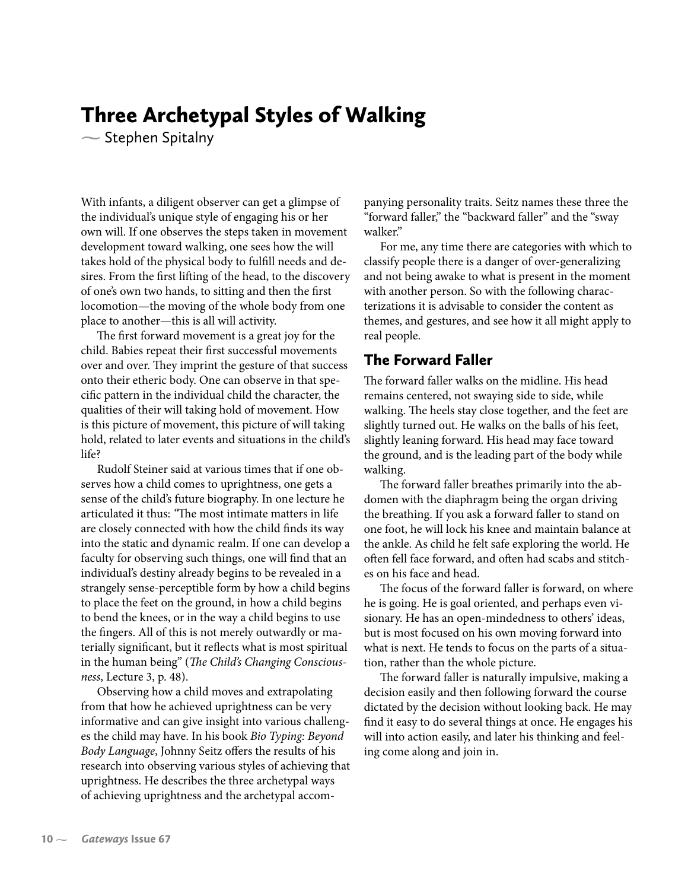# Three Archetypal Styles of Walking

— Stephen Spitalny

With infants, a diligent observer can get a glimpse of the individual's unique style of engaging his or her own will. If one observes the steps taken in movement development toward walking, one sees how the will takes hold of the physical body to fulfill needs and desires. From the first lifting of the head, to the discovery of one's own two hands, to sitting and then the first locomotion—the moving of the whole body from one place to another—this is all will activity.

The first forward movement is a great joy for the child. Babies repeat their first successful movements over and over. They imprint the gesture of that success onto their etheric body. One can observe in that specific pattern in the individual child the character, the qualities of their will taking hold of movement. How is this picture of movement, this picture of will taking hold, related to later events and situations in the child's life?

Rudolf Steiner said at various times that if one observes how a child comes to uprightness, one gets a sense of the child's future biography. In one lecture he articulated it thus: "The most intimate matters in life are closely connected with how the child finds its way into the static and dynamic realm. If one can develop a faculty for observing such things, one will find that an individual's destiny already begins to be revealed in a strangely sense-perceptible form by how a child begins to place the feet on the ground, in how a child begins to bend the knees, or in the way a child begins to use the fingers. All of this is not merely outwardly or materially significant, but it reflects what is most spiritual in the human being" (*The Child's Changing Consciousness*, Lecture 3, p. 48).

Observing how a child moves and extrapolating from that how he achieved uprightness can be very informative and can give insight into various challenges the child may have. In his book *Bio Typing: Beyond Body Language*, Johnny Seitz offers the results of his research into observing various styles of achieving that uprightness. He describes the three archetypal ways of achieving uprightness and the archetypal accompanying personality traits. Seitz names these three the "forward faller," the "backward faller" and the "sway walker."

For me, any time there are categories with which to classify people there is a danger of over-generalizing and not being awake to what is present in the moment with another person. So with the following characterizations it is advisable to consider the content as themes, and gestures, and see how it all might apply to real people.

## The Forward Faller

The forward faller walks on the midline. His head remains centered, not swaying side to side, while walking. The heels stay close together, and the feet are slightly turned out. He walks on the balls of his feet, slightly leaning forward. His head may face toward the ground, and is the leading part of the body while walking.

The forward faller breathes primarily into the abdomen with the diaphragm being the organ driving the breathing. If you ask a forward faller to stand on one foot, he will lock his knee and maintain balance at the ankle. As child he felt safe exploring the world. He often fell face forward, and often had scabs and stitches on his face and head.

The focus of the forward faller is forward, on where he is going. He is goal oriented, and perhaps even visionary. He has an open-mindedness to others' ideas, but is most focused on his own moving forward into what is next. He tends to focus on the parts of a situation, rather than the whole picture.

The forward faller is naturally impulsive, making a decision easily and then following forward the course dictated by the decision without looking back. He may find it easy to do several things at once. He engages his will into action easily, and later his thinking and feeling come along and join in.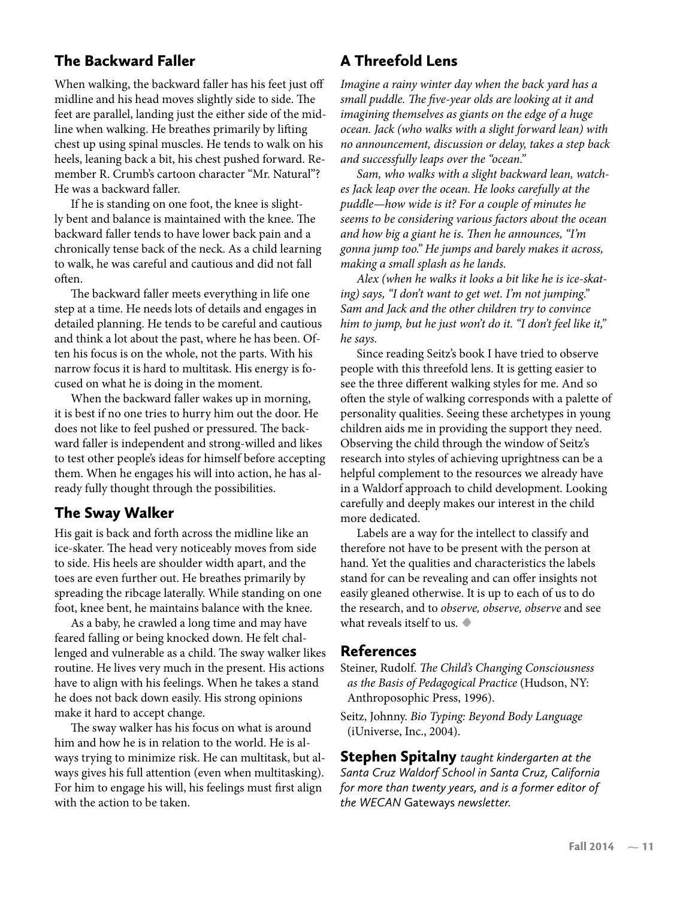## The Backward Faller

When walking, the backward faller has his feet just off midline and his head moves slightly side to side. The feet are parallel, landing just the either side of the midline when walking. He breathes primarily by lifting chest up using spinal muscles. He tends to walk on his heels, leaning back a bit, his chest pushed forward. Remember R. Crumb's cartoon character "Mr. Natural"? He was a backward faller.

If he is standing on one foot, the knee is slightly bent and balance is maintained with the knee. The backward faller tends to have lower back pain and a chronically tense back of the neck. As a child learning to walk, he was careful and cautious and did not fall often.

The backward faller meets everything in life one step at a time. He needs lots of details and engages in detailed planning. He tends to be careful and cautious and think a lot about the past, where he has been. Often his focus is on the whole, not the parts. With his narrow focus it is hard to multitask. His energy is focused on what he is doing in the moment.

When the backward faller wakes up in morning, it is best if no one tries to hurry him out the door. He does not like to feel pushed or pressured. The backward faller is independent and strong-willed and likes to test other people's ideas for himself before accepting them. When he engages his will into action, he has already fully thought through the possibilities.

## The Sway Walker

His gait is back and forth across the midline like an ice-skater. The head very noticeably moves from side to side. His heels are shoulder width apart, and the toes are even further out. He breathes primarily by spreading the ribcage laterally. While standing on one foot, knee bent, he maintains balance with the knee.

As a baby, he crawled a long time and may have feared falling or being knocked down. He felt challenged and vulnerable as a child. The sway walker likes routine. He lives very much in the present. His actions have to align with his feelings. When he takes a stand he does not back down easily. His strong opinions make it hard to accept change.

The sway walker has his focus on what is around him and how he is in relation to the world. He is always trying to minimize risk. He can multitask, but always gives his full attention (even when multitasking). For him to engage his will, his feelings must first align with the action to be taken.

## A Threefold Lens

*Imagine a rainy winter day when the back yard has a small puddle. The five-year olds are looking at it and imagining themselves as giants on the edge of a huge ocean. Jack (who walks with a slight forward lean) with no announcement, discussion or delay, takes a step back and successfully leaps over the "ocean."*

*Sam, who walks with a slight backward lean, watches Jack leap over the ocean. He looks carefully at the puddle—how wide is it? For a couple of minutes he seems to be considering various factors about the ocean and how big a giant he is. Then he announces, "I'm gonna jump too." He jumps and barely makes it across, making a small splash as he lands.*

*Alex (when he walks it looks a bit like he is ice-skating) says, "I don't want to get wet. I'm not jumping." Sam and Jack and the other children try to convince him to jump, but he just won't do it. "I don't feel like it," he says.*

Since reading Seitz's book I have tried to observe people with this threefold lens. It is getting easier to see the three different walking styles for me. And so often the style of walking corresponds with a palette of personality qualities. Seeing these archetypes in young children aids me in providing the support they need. Observing the child through the window of Seitz's research into styles of achieving uprightness can be a helpful complement to the resources we already have in a Waldorf approach to child development. Looking carefully and deeply makes our interest in the child more dedicated.

Labels are a way for the intellect to classify and therefore not have to be present with the person at hand. Yet the qualities and characteristics the labels stand for can be revealing and can offer insights not easily gleaned otherwise. It is up to each of us to do the research, and to *observe, observe, observe* and see what reveals itself to us. ◆

## References

Steiner, Rudolf. *The Child's Changing Consciousness as the Basis of Pedagogical Practice* (Hudson, NY: Anthroposophic Press, 1996).

Seitz, Johnny. *Bio Typing: Beyond Body Language* (iUniverse, Inc., 2004).

**Stephen Spitalny** *taught kindergarten at the Santa Cruz Waldorf School in Santa Cruz, California for more than twenty years, and is a former editor of the WECAN* Gateways *newsletter.*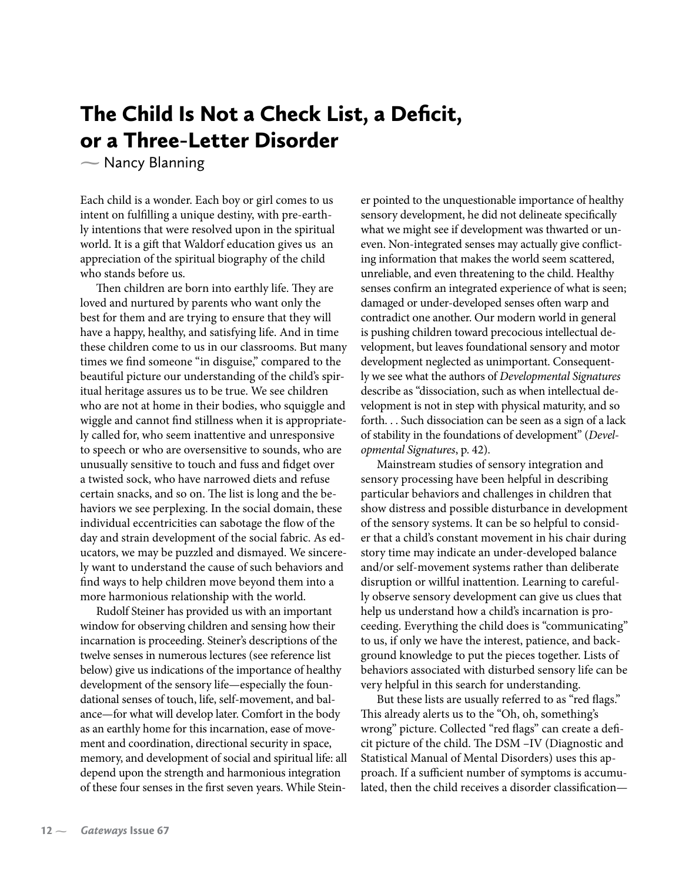# The Child Is Not a Check List, a Deficit, or a Three-Letter Disorder

— Nancy Blanning

Each child is a wonder. Each boy or girl comes to us intent on fulfilling a unique destiny, with pre-earthly intentions that were resolved upon in the spiritual world. It is a gift that Waldorf education gives us an appreciation of the spiritual biography of the child who stands before us.

Then children are born into earthly life. They are loved and nurtured by parents who want only the best for them and are trying to ensure that they will have a happy, healthy, and satisfying life. And in time these children come to us in our classrooms. But many times we find someone "in disguise," compared to the beautiful picture our understanding of the child's spiritual heritage assures us to be true. We see children who are not at home in their bodies, who squiggle and wiggle and cannot find stillness when it is appropriately called for, who seem inattentive and unresponsive to speech or who are oversensitive to sounds, who are unusually sensitive to touch and fuss and fidget over a twisted sock, who have narrowed diets and refuse certain snacks, and so on. The list is long and the behaviors we see perplexing. In the social domain, these individual eccentricities can sabotage the flow of the day and strain development of the social fabric. As educators, we may be puzzled and dismayed. We sincerely want to understand the cause of such behaviors and find ways to help children move beyond them into a more harmonious relationship with the world.

Rudolf Steiner has provided us with an important window for observing children and sensing how their incarnation is proceeding. Steiner's descriptions of the twelve senses in numerous lectures (see reference list below) give us indications of the importance of healthy development of the sensory life—especially the foundational senses of touch, life, self-movement, and balance—for what will develop later. Comfort in the body as an earthly home for this incarnation, ease of movement and coordination, directional security in space, memory, and development of social and spiritual life: all depend upon the strength and harmonious integration of these four senses in the first seven years. While Steiner pointed to the unquestionable importance of healthy sensory development, he did not delineate specifically what we might see if development was thwarted or uneven. Non-integrated senses may actually give conflicting information that makes the world seem scattered, unreliable, and even threatening to the child. Healthy senses confirm an integrated experience of what is seen; damaged or under-developed senses often warp and contradict one another. Our modern world in general is pushing children toward precocious intellectual development, but leaves foundational sensory and motor development neglected as unimportant. Consequently we see what the authors of *Developmental Signatures* describe as "dissociation, such as when intellectual development is not in step with physical maturity, and so forth. . . Such dissociation can be seen as a sign of a lack of stability in the foundations of development" (*Developmental Signatures*, p. 42).

Mainstream studies of sensory integration and sensory processing have been helpful in describing particular behaviors and challenges in children that show distress and possible disturbance in development of the sensory systems. It can be so helpful to consider that a child's constant movement in his chair during story time may indicate an under-developed balance and/or self-movement systems rather than deliberate disruption or willful inattention. Learning to carefully observe sensory development can give us clues that help us understand how a child's incarnation is proceeding. Everything the child does is "communicating" to us, if only we have the interest, patience, and background knowledge to put the pieces together. Lists of behaviors associated with disturbed sensory life can be very helpful in this search for understanding.

But these lists are usually referred to as "red flags." This already alerts us to the "Oh, oh, something's wrong" picture. Collected "red flags" can create a deficit picture of the child. The DSM –IV (Diagnostic and Statistical Manual of Mental Disorders) uses this approach. If a sufficient number of symptoms is accumulated, then the child receives a disorder classification—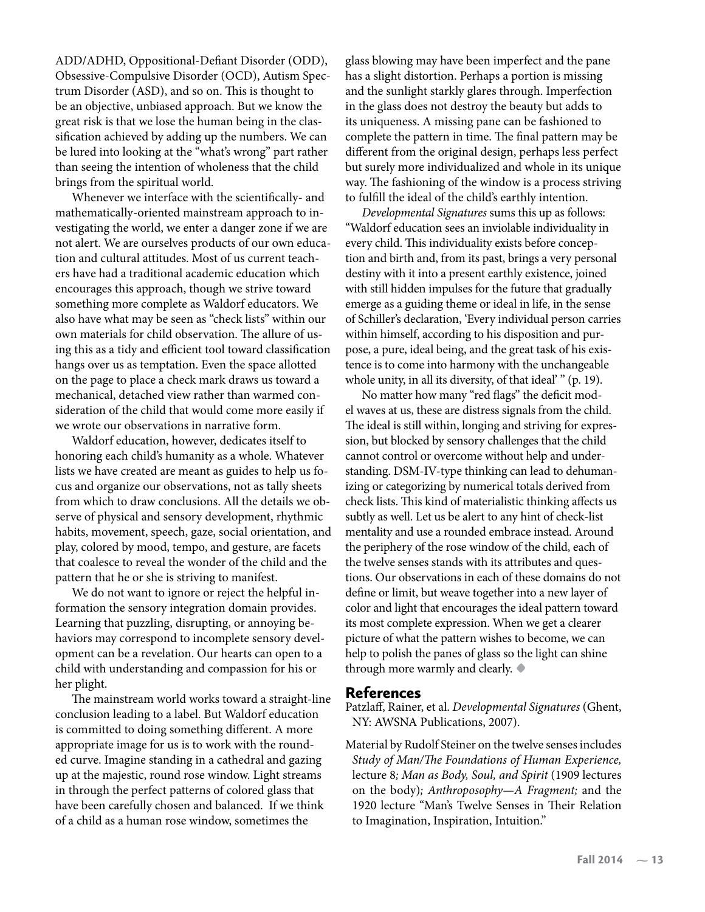ADD/ADHD, Oppositional-Defiant Disorder (ODD), Obsessive-Compulsive Disorder (OCD), Autism Spectrum Disorder (ASD), and so on. This is thought to be an objective, unbiased approach. But we know the great risk is that we lose the human being in the classification achieved by adding up the numbers. We can be lured into looking at the "what's wrong" part rather than seeing the intention of wholeness that the child brings from the spiritual world.

Whenever we interface with the scientifically- and mathematically-oriented mainstream approach to investigating the world, we enter a danger zone if we are not alert. We are ourselves products of our own education and cultural attitudes. Most of us current teachers have had a traditional academic education which encourages this approach, though we strive toward something more complete as Waldorf educators. We also have what may be seen as "check lists" within our own materials for child observation. The allure of using this as a tidy and efficient tool toward classification hangs over us as temptation. Even the space allotted on the page to place a check mark draws us toward a mechanical, detached view rather than warmed consideration of the child that would come more easily if we wrote our observations in narrative form.

Waldorf education, however, dedicates itself to honoring each child's humanity as a whole. Whatever lists we have created are meant as guides to help us focus and organize our observations, not as tally sheets from which to draw conclusions. All the details we observe of physical and sensory development, rhythmic habits, movement, speech, gaze, social orientation, and play, colored by mood, tempo, and gesture, are facets that coalesce to reveal the wonder of the child and the pattern that he or she is striving to manifest.

We do not want to ignore or reject the helpful information the sensory integration domain provides. Learning that puzzling, disrupting, or annoying behaviors may correspond to incomplete sensory development can be a revelation. Our hearts can open to a child with understanding and compassion for his or her plight.

The mainstream world works toward a straight-line conclusion leading to a label. But Waldorf education is committed to doing something different. A more appropriate image for us is to work with the rounded curve. Imagine standing in a cathedral and gazing up at the majestic, round rose window. Light streams in through the perfect patterns of colored glass that have been carefully chosen and balanced. If we think of a child as a human rose window, sometimes the glass blowing may have been imperfect and the pane has a slight distortion. Perhaps a portion is missing and the sunlight starkly glares through. Imperfection in the glass does not destroy the beauty but adds to its uniqueness. A missing pane can be fashioned to complete the pattern in time. The final pattern may be different from the original design, perhaps less perfect but surely more individualized and whole in its unique way. The fashioning of the window is a process striving to fulfill the ideal of the child's earthly intention.

*Developmental Signatures* sums this up as follows: "Waldorf education sees an inviolable individuality in every child. This individuality exists before conception and birth and, from its past, brings a very personal destiny with it into a present earthly existence, joined with still hidden impulses for the future that gradually emerge as a guiding theme or ideal in life, in the sense of Schiller's declaration, 'Every individual person carries within himself, according to his disposition and purpose, a pure, ideal being, and the great task of his existence is to come into harmony with the unchangeable whole unity, in all its diversity, of that ideal' " (p. 19).

No matter how many "red flags" the deficit model waves at us, these are distress signals from the child. The ideal is still within, longing and striving for expression, but blocked by sensory challenges that the child cannot control or overcome without help and understanding. DSM-IV-type thinking can lead to dehumanizing or categorizing by numerical totals derived from check lists. This kind of materialistic thinking affects us subtly as well. Let us be alert to any hint of check-list mentality and use a rounded embrace instead. Around the periphery of the rose window of the child, each of the twelve senses stands with its attributes and questions. Our observations in each of these domains do not define or limit, but weave together into a new layer of color and light that encourages the ideal pattern toward its most complete expression. When we get a clearer picture of what the pattern wishes to become, we can help to polish the panes of glass so the light can shine through more warmly and clearly. ◆

## References

Patzlaff, Rainer, et al. *Developmental Signatures* (Ghent, NY: AWSNA Publications, 2007).

Material by Rudolf Steiner on the twelve senses includes *Study of Man/The Foundations of Human Experience,* lecture 8*; Man as Body, Soul, and Spirit* (1909 lectures on the body)*; Anthroposophy—A Fragment;* and the 1920 lecture "Man's Twelve Senses in Their Relation to Imagination, Inspiration, Intuition."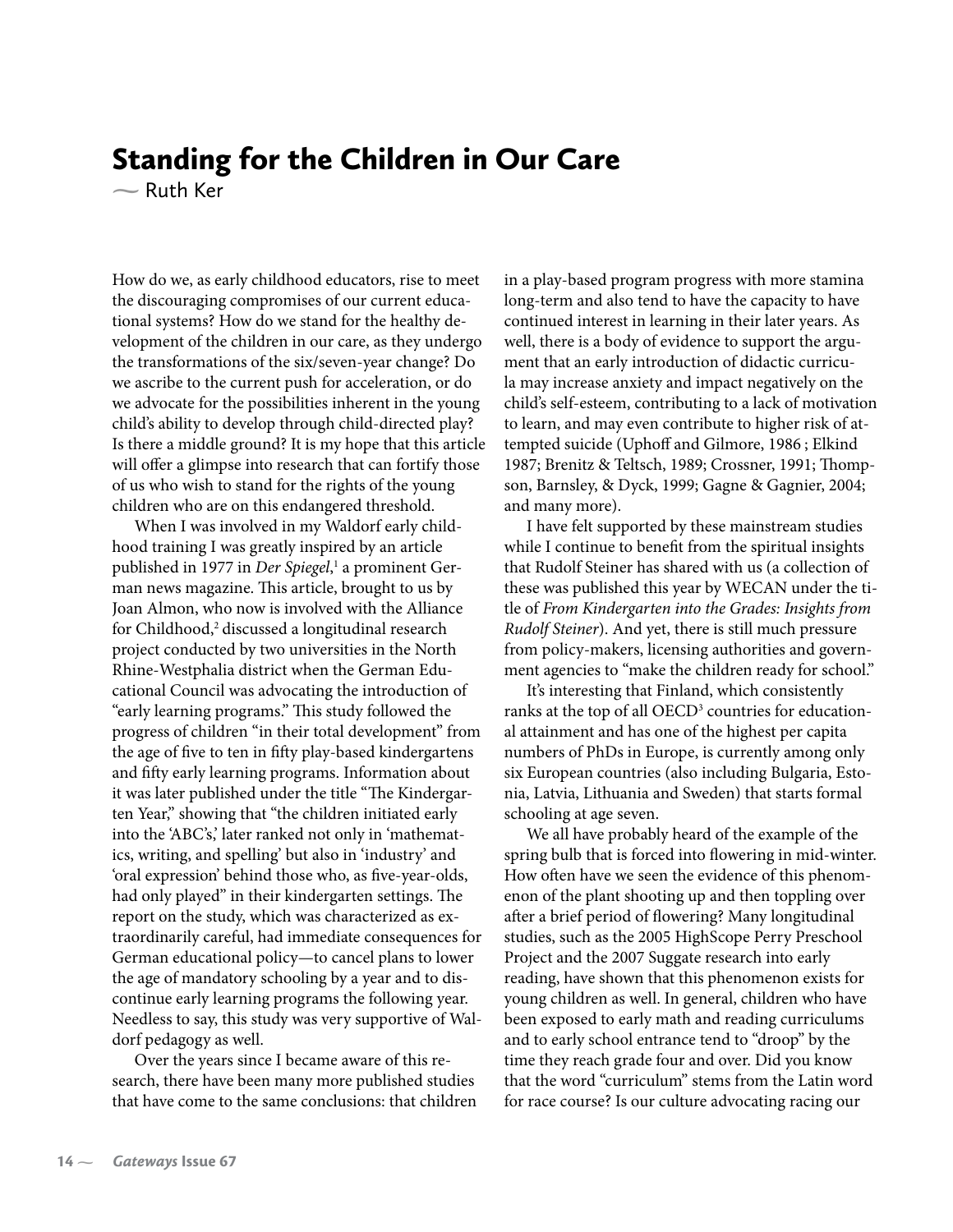# Standing for the Children in Our Care

~ Ruth Ker

How do we, as early childhood educators, rise to meet the discouraging compromises of our current educational systems? How do we stand for the healthy development of the children in our care, as they undergo the transformations of the six/seven-year change? Do we ascribe to the current push for acceleration, or do we advocate for the possibilities inherent in the young child's ability to develop through child-directed play? Is there a middle ground? It is my hope that this article will offer a glimpse into research that can fortify those of us who wish to stand for the rights of the young children who are on this endangered threshold.

When I was involved in my Waldorf early childhood training I was greatly inspired by an article published in 1977 in *Der Spiegel*,[1] a prominent German news magazine. This article, brought to us by Joan Almon, who now is involved with the Alliance for Childhood,[2] discussed a longitudinal research project conducted by two universities in the North Rhine-Westphalia district when the German Educational Council was advocating the introduction of "early learning programs." This study followed the progress of children "in their total development" from the age of five to ten in fifty play-based kindergartens and fifty early learning programs. Information about it was later published under the title "The Kindergarten Year," showing that "the children initiated early into the 'ABC's,' later ranked not only in 'mathematics, writing, and spelling' but also in 'industry' and 'oral expression' behind those who, as five-year-olds, had only played" in their kindergarten settings. The report on the study, which was characterized as extraordinarily careful, had immediate consequences for German educational policy—to cancel plans to lower the age of mandatory schooling by a year and to discontinue early learning programs the following year. Needless to say, this study was very supportive of Waldorf pedagogy as well.

Over the years since I became aware of this research, there have been many more published studies that have come to the same conclusions: that children in a play-based program progress with more stamina long-term and also tend to have the capacity to have continued interest in learning in their later years. As well, there is a body of evidence to support the argument that an early introduction of didactic curricula may increase anxiety and impact negatively on the child's self-esteem, contributing to a lack of motivation to learn, and may even contribute to higher risk of attempted suicide (Uphoff and Gilmore, 1986 ; Elkind 1987; Brenitz & Teltsch, 1989; Crossner, 1991; Thompson, Barnsley, & Dyck, 1999; Gagne & Gagnier, 2004; and many more).

I have felt supported by these mainstream studies while I continue to benefit from the spiritual insights that Rudolf Steiner has shared with us (a collection of these was published this year by WECAN under the title of *From Kindergarten into the Grades: Insights from Rudolf Steiner*). And yet, there is still much pressure from policy-makers, licensing authorities and government agencies to "make the children ready for school."

It's interesting that Finland, which consistently ranks at the top of all OECD[3] countries for educational attainment and has one of the highest per capita numbers of PhDs in Europe, is currently among only six European countries (also including Bulgaria, Estonia, Latvia, Lithuania and Sweden) that starts formal schooling at age seven.

We all have probably heard of the example of the spring bulb that is forced into flowering in mid-winter. How often have we seen the evidence of this phenomenon of the plant shooting up and then toppling over after a brief period of flowering? Many longitudinal studies, such as the 2005 HighScope Perry Preschool Project and the 2007 Suggate research into early reading, have shown that this phenomenon exists for young children as well. In general, children who have been exposed to early math and reading curriculums and to early school entrance tend to "droop" by the time they reach grade four and over. Did you know that the word "curriculum" stems from the Latin word for race course? Is our culture advocating racing our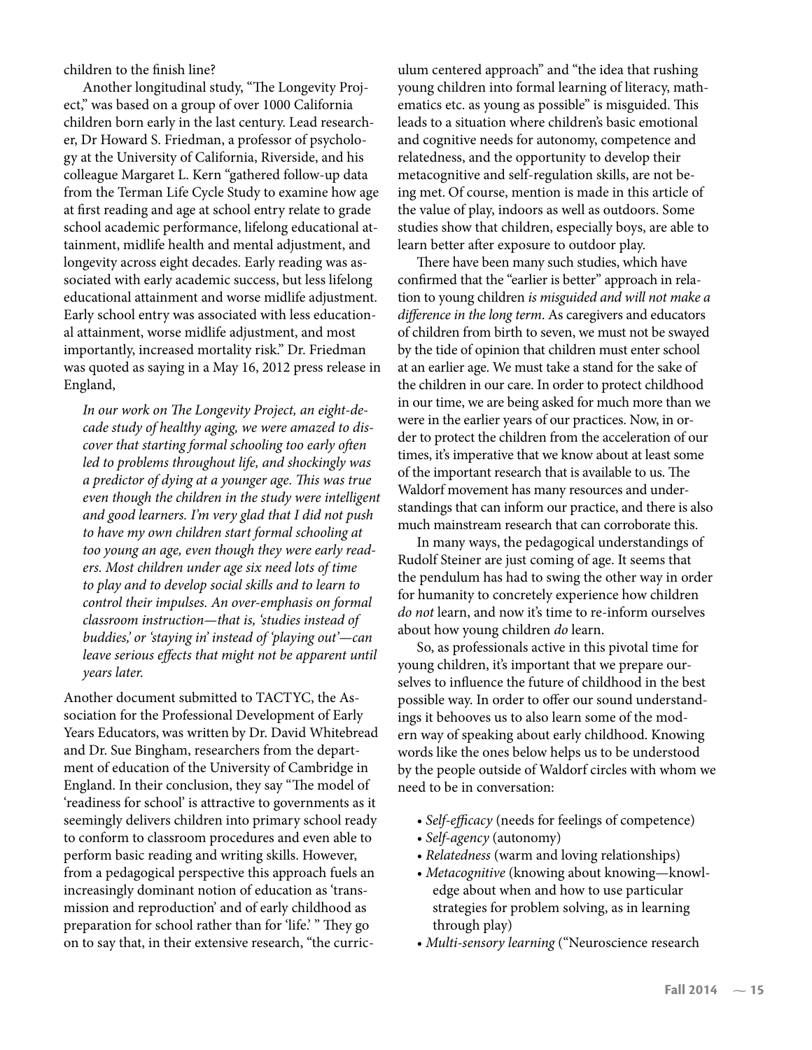children to the finish line?

Another longitudinal study, "The Longevity Project," was based on a group of over 1000 California children born early in the last century. Lead researcher, Dr Howard S. Friedman, a professor of psychology at the University of California, Riverside, and his colleague Margaret L. Kern "gathered follow-up data from the Terman Life Cycle Study to examine how age at first reading and age at school entry relate to grade school academic performance, lifelong educational attainment, midlife health and mental adjustment, and longevity across eight decades. Early reading was associated with early academic success, but less lifelong educational attainment and worse midlife adjustment. Early school entry was associated with less educational attainment, worse midlife adjustment, and most importantly, increased mortality risk." Dr. Friedman was quoted as saying in a May 16, 2012 press release in England,

> *In our work on The Longevity Project, an eight-decade study of healthy aging, we were amazed to discover that starting formal schooling too early often led to problems throughout life, and shockingly was a predictor of dying at a younger age. This was true even though the children in the study were intelligent and good learners. I'm very glad that I did not push to have my own children start formal schooling at too young an age, even though they were early readers. Most children under age six need lots of time to play and to develop social skills and to learn to control their impulses. An over-emphasis on formal classroom instruction—that is, 'studies instead of buddies,' or 'staying in' instead of 'playing out'—can leave serious effects that might not be apparent until years later.*

Another document submitted to TACTYC, the Association for the Professional Development of Early Years Educators, was written by Dr. David Whitebread and Dr. Sue Bingham, researchers from the department of education of the University of Cambridge in England. In their conclusion, they say "The model of 'readiness for school' is attractive to governments as it seemingly delivers children into primary school ready to conform to classroom procedures and even able to perform basic reading and writing skills. However, from a pedagogical perspective this approach fuels an increasingly dominant notion of education as 'transmission and reproduction' and of early childhood as preparation for school rather than for 'life.' " They go on to say that, in their extensive research, "the curriculum centered approach" and "the idea that rushing young children into formal learning of literacy, mathematics etc. as young as possible" is misguided. This leads to a situation where children's basic emotional and cognitive needs for autonomy, competence and relatedness, and the opportunity to develop their metacognitive and self-regulation skills, are not being met. Of course, mention is made in this article of the value of play, indoors as well as outdoors. Some studies show that children, especially boys, are able to learn better after exposure to outdoor play.

There have been many such studies, which have confirmed that the "earlier is better" approach in relation to young children *is misguided and will not make a difference in the long term*. As caregivers and educators of children from birth to seven, we must not be swayed by the tide of opinion that children must enter school at an earlier age. We must take a stand for the sake of the children in our care. In order to protect childhood in our time, we are being asked for much more than we were in the earlier years of our practices. Now, in order to protect the children from the acceleration of our times, it's imperative that we know about at least some of the important research that is available to us. The Waldorf movement has many resources and understandings that can inform our practice, and there is also much mainstream research that can corroborate this.

In many ways, the pedagogical understandings of Rudolf Steiner are just coming of age. It seems that the pendulum has had to swing the other way in order for humanity to concretely experience how children *do not* learn, and now it's time to re-inform ourselves about how young children *do* learn.

So, as professionals active in this pivotal time for young children, it's important that we prepare ourselves to influence the future of childhood in the best possible way. In order to offer our sound understandings it behooves us to also learn some of the modern way of speaking about early childhood. Knowing words like the ones below helps us to be understood by the people outside of Waldorf circles with whom we need to be in conversation:

- *Self-efficacy* (needs for feelings of competence)
- *Self-agency* (autonomy)
- *Relatedness* (warm and loving relationships)
- *Metacognitive* (knowing about knowing—knowledge about when and how to use particular strategies for problem solving, as in learning through play)
- *Multi-sensory learning* ("Neuroscience research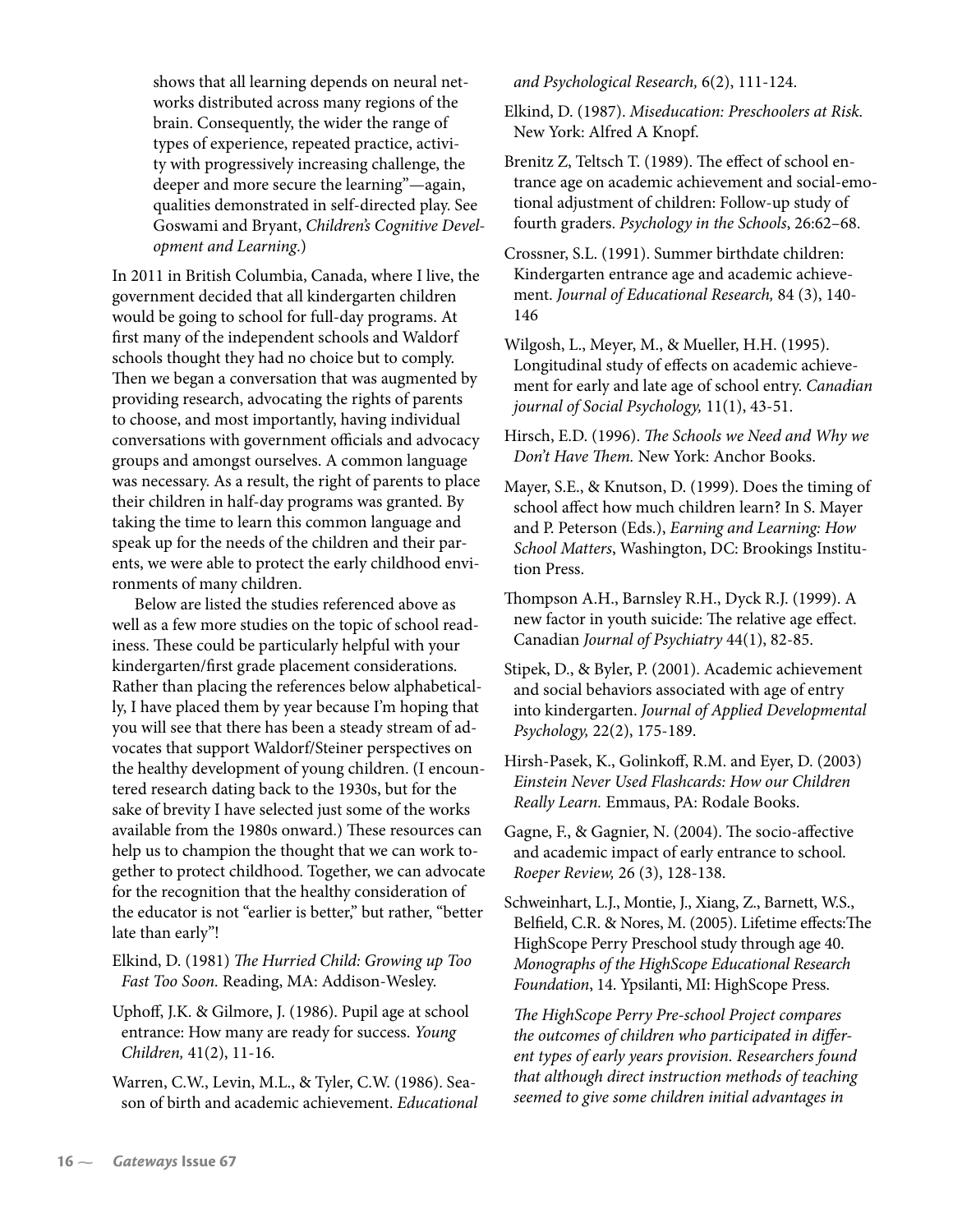shows that all learning depends on neural networks distributed across many regions of the brain. Consequently, the wider the range of types of experience, repeated practice, activity with progressively increasing challenge, the deeper and more secure the learning"—again, qualities demonstrated in self-directed play. See Goswami and Bryant, *Children's Cognitive Development and Learning*.)

In 2011 in British Columbia, Canada, where I live, the government decided that all kindergarten children would be going to school for full-day programs. At first many of the independent schools and Waldorf schools thought they had no choice but to comply. Then we began a conversation that was augmented by providing research, advocating the rights of parents to choose, and most importantly, having individual conversations with government officials and advocacy groups and amongst ourselves. A common language was necessary. As a result, the right of parents to place their children in half-day programs was granted. By taking the time to learn this common language and speak up for the needs of the children and their parents, we were able to protect the early childhood environments of many children.

Below are listed the studies referenced above as well as a few more studies on the topic of school readiness. These could be particularly helpful with your kindergarten/first grade placement considerations. Rather than placing the references below alphabetically, I have placed them by year because I'm hoping that you will see that there has been a steady stream of advocates that support Waldorf/Steiner perspectives on the healthy development of young children. (I encountered research dating back to the 1930s, but for the sake of brevity I have selected just some of the works available from the 1980s onward.) These resources can help us to champion the thought that we can work together to protect childhood. Together, we can advocate for the recognition that the healthy consideration of the educator is not "earlier is better," but rather, "better late than early"!

Elkind, D. (1981) *The Hurried Child: Growing up Too Fast Too Soon.* Reading, MA: Addison-Wesley.

Uphoff, J.K. & Gilmore, J. (1986). Pupil age at school entrance: How many are ready for success. *Young Children,* 41(2), 11-16.

Warren, C.W., Levin, M.L., & Tyler, C.W. (1986). Season of birth and academic achievement. *Educational and Psychological Research,* 6(2), 111-124.

Elkind, D. (1987). *Miseducation: Preschoolers at Risk.* New York: Alfred A Knopf.

Brenitz Z, Teltsch T. (1989). The effect of school entrance age on academic achievement and social-emotional adjustment of children: Follow-up study of fourth graders. *Psychology in the Schools*, 26:62–68.

Crossner, S.L. (1991). Summer birthdate children: Kindergarten entrance age and academic achievement. *Journal of Educational Research,* 84 (3), 140-146

Wilgosh, L., Meyer, M., & Mueller, H.H. (1995). Longitudinal study of effects on academic achievement for early and late age of school entry. *Canadian journal of Social Psychology,* 11(1), 43-51.

Hirsch, E.D. (1996). *The Schools we Need and Why we Don't Have Them.* New York: Anchor Books.

Mayer, S.E., & Knutson, D. (1999). Does the timing of school affect how much children learn? In S. Mayer and P. Peterson (Eds.), *Earning and Learning: How School Matters*, Washington, DC: Brookings Institution Press.

Thompson A.H., Barnsley R.H., Dyck R.J. (1999). A new factor in youth suicide: The relative age effect. Canadian *Journal of Psychiatry* 44(1), 82-85.

Stipek, D., & Byler, P. (2001). Academic achievement and social behaviors associated with age of entry into kindergarten. *Journal of Applied Developmental Psychology,* 22(2), 175-189.

Hirsh-Pasek, K., Golinkoff, R.M. and Eyer, D. (2003) *Einstein Never Used Flashcards: How our Children Really Learn.* Emmaus, PA: Rodale Books.

Gagne, F., & Gagnier, N. (2004). The socio-affective and academic impact of early entrance to school. *Roeper Review,* 26 (3), 128-138.

Schweinhart, L.J., Montie, J., Xiang, Z., Barnett, W.S., Belfield, C.R. & Nores, M. (2005). Lifetime effects:The HighScope Perry Preschool study through age 40. *Monographs of the HighScope Educational Research Foundation*, 14. Ypsilanti, MI: HighScope Press.

*The HighScope Perry Pre-school Project compares the outcomes of children who participated in different types of early years provision. Researchers found that although direct instruction methods of teaching seemed to give some children initial advantages in*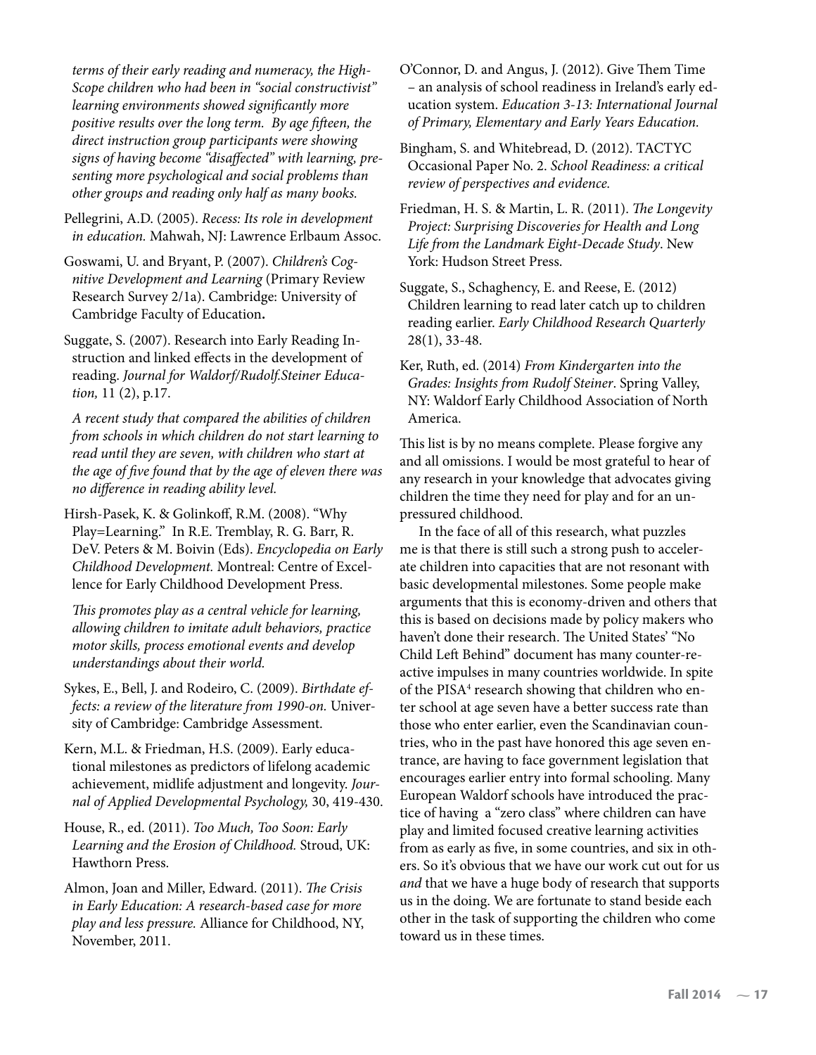*terms of their early reading and numeracy, the High-Scope children who had been in "social constructivist" learning environments showed significantly more positive results over the long term. By age fifteen, the direct instruction group participants were showing signs of having become "disaffected" with learning, presenting more psychological and social problems than other groups and reading only half as many books.*

Pellegrini, A.D. (2005). *Recess: Its role in development in education.* Mahwah, NJ: Lawrence Erlbaum Assoc.

Goswami, U. and Bryant, P. (2007). *Children's Cognitive Development and Learning* (Primary Review Research Survey 2/1a). Cambridge: University of Cambridge Faculty of Education**.**

Suggate, S. (2007). Research into Early Reading Instruction and linked effects in the development of reading. *Journal for Waldorf/Rudolf.Steiner Education,* 11 (2), p.17.

*A recent study that compared the abilities of children from schools in which children do not start learning to read until they are seven, with children who start at the age of five found that by the age of eleven there was no difference in reading ability level.*

Hirsh-Pasek, K. & Golinkoff, R.M. (2008). "Why Play=Learning." In R.E. Tremblay, R. G. Barr, R. DeV. Peters & M. Boivin (Eds). *Encyclopedia on Early Childhood Development.* Montreal: Centre of Excellence for Early Childhood Development Press.

*This promotes play as a central vehicle for learning, allowing children to imitate adult behaviors, practice motor skills, process emotional events and develop understandings about their world.*

Sykes, E., Bell, J. and Rodeiro, C. (2009). *Birthdate effects: a review of the literature from 1990-on.* University of Cambridge: Cambridge Assessment.

Kern, M.L. & Friedman, H.S. (2009). Early educational milestones as predictors of lifelong academic achievement, midlife adjustment and longevity. *Journal of Applied Developmental Psychology,* 30, 419-430.

House, R., ed. (2011). *Too Much, Too Soon: Early Learning and the Erosion of Childhood.* Stroud, UK: Hawthorn Press.

Almon, Joan and Miller, Edward. (2011). *The Crisis in Early Education: A research-based case for more play and less pressure.* Alliance for Childhood, NY, November, 2011.

O'Connor, D. and Angus, J. (2012). Give Them Time – an analysis of school readiness in Ireland's early education system. *Education 3-13: International Journal of Primary, Elementary and Early Years Education.*

Bingham, S. and Whitebread, D. (2012). TACTYC Occasional Paper No. 2. *School Readiness: a critical review of perspectives and evidence.*

Friedman, H. S. & Martin, L. R. (2011). *The Longevity Project: Surprising Discoveries for Health and Long Life from the Landmark Eight-Decade Study*. New York: Hudson Street Press.

Suggate, S., Schaghency, E. and Reese, E. (2012) Children learning to read later catch up to children reading earlier. *Early Childhood Research Quarterly* 28(1), 33-48.

Ker, Ruth, ed. (2014) *From Kindergarten into the Grades: Insights from Rudolf Steiner*. Spring Valley, NY: Waldorf Early Childhood Association of North America.

This list is by no means complete. Please forgive any and all omissions. I would be most grateful to hear of any research in your knowledge that advocates giving children the time they need for play and for an unpressured childhood.

In the face of all of this research, what puzzles me is that there is still such a strong push to accelerate children into capacities that are not resonant with basic developmental milestones. Some people make arguments that this is economy-driven and others that this is based on decisions made by policy makers who haven't done their research. The United States' "No Child Left Behind" document has many counter-reactive impulses in many countries worldwide. In spite of the PISA[4] research showing that children who enter school at age seven have a better success rate than those who enter earlier, even the Scandinavian countries, who in the past have honored this age seven entrance, are having to face government legislation that encourages earlier entry into formal schooling. Many European Waldorf schools have introduced the practice of having a "zero class" where children can have play and limited focused creative learning activities from as early as five, in some countries, and six in others. So it's obvious that we have our work cut out for us *and* that we have a huge body of research that supports us in the doing. We are fortunate to stand beside each other in the task of supporting the children who come toward us in these times.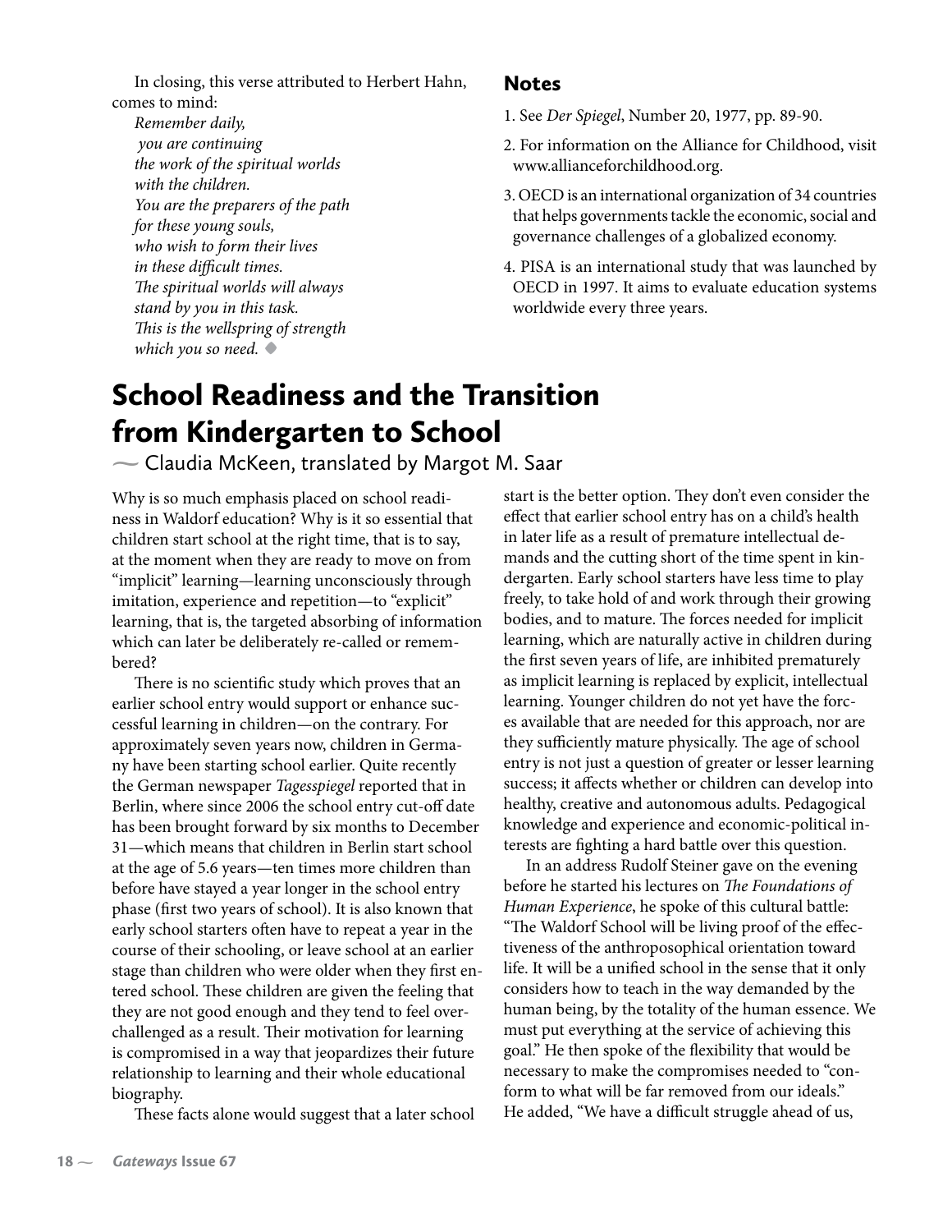In closing, this verse attributed to Herbert Hahn, comes to mind:

*Remember daily,*
*you are continuing*
*the work of the spiritual worlds*
*with the children.*
*You are the preparers of the path*
*for these young souls,*
*who wish to form their lives*
*in these difficult times.*
*The spiritual worlds will always*
*stand by you in this task.*
*This is the wellspring of strength*
*which you so need.* ◆

### Notes

1. See *Der Spiegel*, Number 20, 1977, pp. 89-90.
2. For information on the Alliance for Childhood, visit www.allianceforchildhood.org.
3. OECD is an international organization of 34 countries that helps governments tackle the economic, social and governance challenges of a globalized economy.
4. PISA is an international study that was launched by OECD in 1997. It aims to evaluate education systems worldwide every three years.

# School Readiness and the Transition from Kindergarten to School

— Claudia McKeen, translated by Margot M. Saar

Why is so much emphasis placed on school readiness in Waldorf education? Why is it so essential that children start school at the right time, that is to say, at the moment when they are ready to move on from "implicit" learning—learning unconsciously through imitation, experience and repetition—to "explicit" learning, that is, the targeted absorbing of information which can later be deliberately re-called or remembered?

There is no scientific study which proves that an earlier school entry would support or enhance successful learning in children—on the contrary. For approximately seven years now, children in Germany have been starting school earlier. Quite recently the German newspaper *Tagesspiegel* reported that in Berlin, where since 2006 the school entry cut-off date has been brought forward by six months to December 31—which means that children in Berlin start school at the age of 5.6 years—ten times more children than before have stayed a year longer in the school entry phase (first two years of school). It is also known that early school starters often have to repeat a year in the course of their schooling, or leave school at an earlier stage than children who were older when they first entered school. These children are given the feeling that they are not good enough and they tend to feel over-challenged as a result. Their motivation for learning is compromised in a way that jeopardizes their future relationship to learning and their whole educational biography.

These facts alone would suggest that a later school start is the better option. They don't even consider the effect that earlier school entry has on a child's health in later life as a result of premature intellectual demands and the cutting short of the time spent in kindergarten. Early school starters have less time to play freely, to take hold of and work through their growing bodies, and to mature. The forces needed for implicit learning, which are naturally active in children during the first seven years of life, are inhibited prematurely as implicit learning is replaced by explicit, intellectual learning. Younger children do not yet have the forces available that are needed for this approach, nor are they sufficiently mature physically. The age of school entry is not just a question of greater or lesser learning success; it affects whether or children can develop into healthy, creative and autonomous adults. Pedagogical knowledge and experience and economic-political interests are fighting a hard battle over this question.

In an address Rudolf Steiner gave on the evening before he started his lectures on *The Foundations of Human Experience*, he spoke of this cultural battle: "The Waldorf School will be living proof of the effectiveness of the anthroposophical orientation toward life. It will be a unified school in the sense that it only considers how to teach in the way demanded by the human being, by the totality of the human essence. We must put everything at the service of achieving this goal." He then spoke of the flexibility that would be necessary to make the compromises needed to "conform to what will be far removed from our ideals." He added, "We have a difficult struggle ahead of us,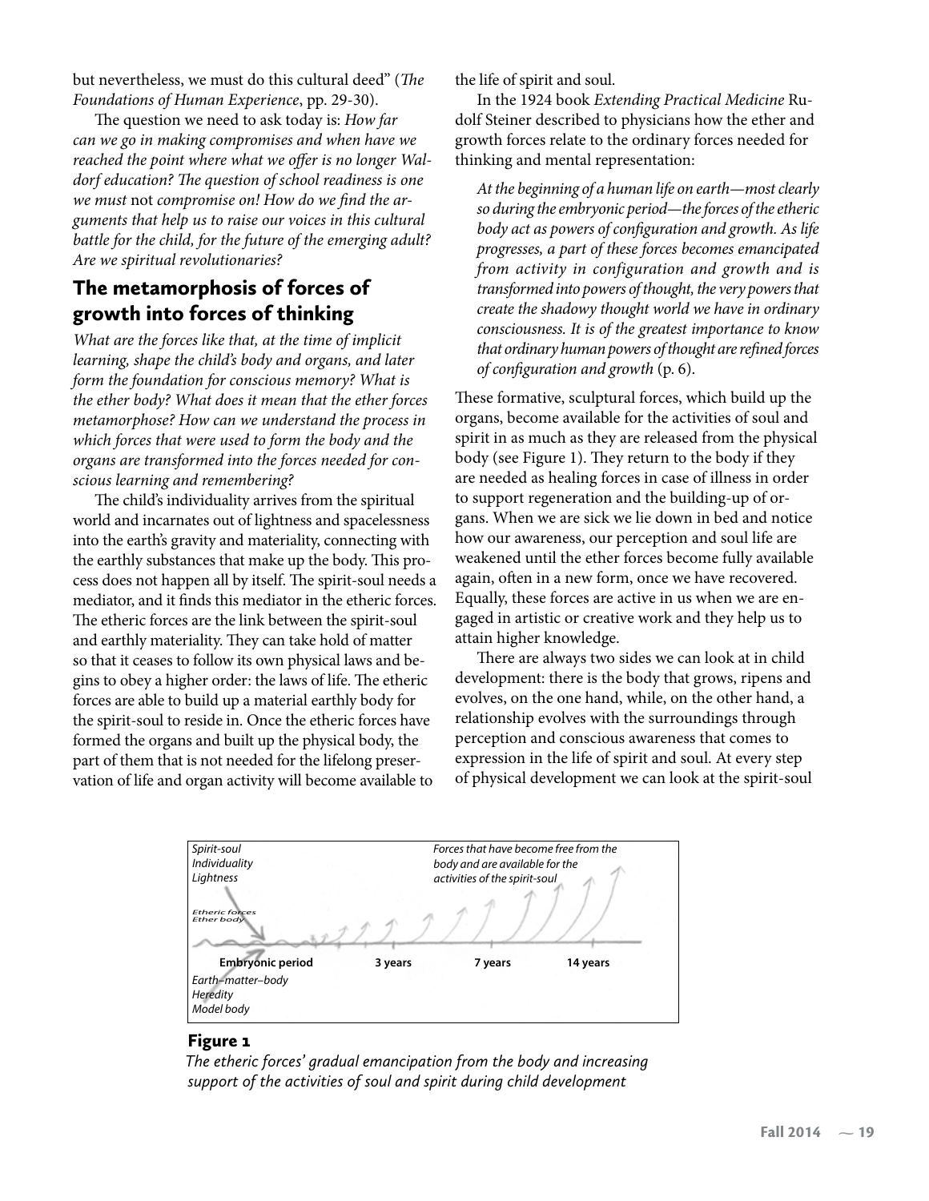but nevertheless, we must do this cultural deed" (*The Foundations of Human Experience*, pp. 29-30).

The question we need to ask today is: *How far can we go in making compromises and when have we reached the point where what we offer is no longer Waldorf education? The question of school readiness is one we must* not *compromise on! How do we find the arguments that help us to raise our voices in this cultural battle for the child, for the future of the emerging adult? Are we spiritual revolutionaries?*

## The metamorphosis of forces of growth into forces of thinking

*What are the forces like that, at the time of implicit learning, shape the child's body and organs, and later form the foundation for conscious memory? What is the ether body? What does it mean that the ether forces metamorphose? How can we understand the process in which forces that were used to form the body and the organs are transformed into the forces needed for conscious learning and remembering?*

The child's individuality arrives from the spiritual world and incarnates out of lightness and spacelessness into the earth's gravity and materiality, connecting with the earthly substances that make up the body. This process does not happen all by itself. The spirit-soul needs a mediator, and it finds this mediator in the etheric forces. The etheric forces are the link between the spirit-soul and earthly materiality. They can take hold of matter so that it ceases to follow its own physical laws and begins to obey a higher order: the laws of life. The etheric forces are able to build up a material earthly body for the spirit-soul to reside in. Once the etheric forces have formed the organs and built up the physical body, the part of them that is not needed for the lifelong preservation of life and organ activity will become available to the life of spirit and soul.

In the 1924 book *Extending Practical Medicine* Rudolf Steiner described to physicians how the ether and growth forces relate to the ordinary forces needed for thinking and mental representation:

> *At the beginning of a human life on earth—most clearly so during the embryonic period—the forces of the etheric body act as powers of configuration and growth. As life progresses, a part of these forces becomes emancipated from activity in configuration and growth and is transformed into powers of thought, the very powers that create the shadowy thought world we have in ordinary consciousness. It is of the greatest importance to know that ordinary human powers of thought are refined forces of configuration and growth* (p. 6).

These formative, sculptural forces, which build up the organs, become available for the activities of soul and spirit in as much as they are released from the physical body (see Figure 1). They return to the body if they are needed as healing forces in case of illness in order to support regeneration and the building-up of organs. When we are sick we lie down in bed and notice how our awareness, our perception and soul life are weakened until the ether forces become fully available again, often in a new form, once we have recovered. Equally, these forces are active in us when we are engaged in artistic or creative work and they help us to attain higher knowledge.

There are always two sides we can look at in child development: there is the body that grows, ripens and evolves, on the one hand, while, on the other hand, a relationship evolves with the surroundings through perception and conscious awareness that comes to expression in the life of spirit and soul. At every step of physical development we can look at the spirit-soul

Spirit-soul
Individuality
Lightness

Etheric forces
Ether body

Forces that have become free from the body and are available for the activities of the spirit-soul

Embryonic period | 3 years | 7 years | 14 years

Earth–matter–body
Heredity
Model body

**Figure 1**

*The etheric forces' gradual emancipation from the body and increasing support of the activities of soul and spirit during child development*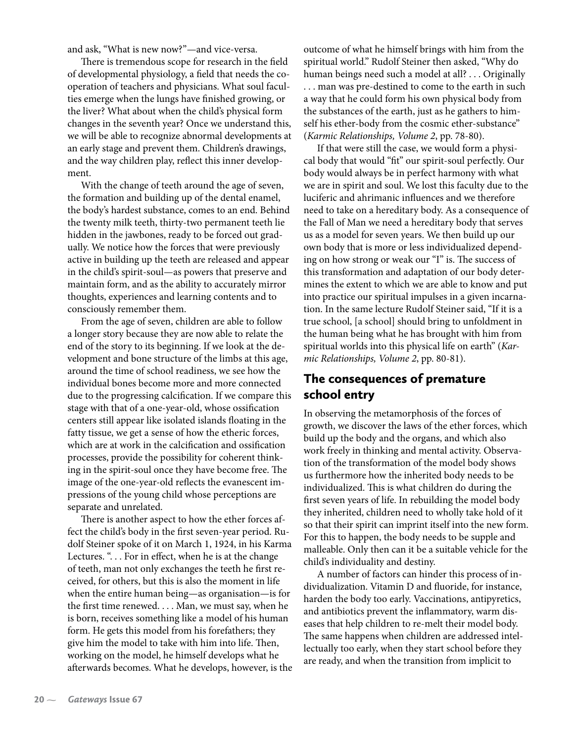and ask, "What is new now?"—and vice-versa.

There is tremendous scope for research in the field of developmental physiology, a field that needs the cooperation of teachers and physicians. What soul faculties emerge when the lungs have finished growing, or the liver? What about when the child's physical form changes in the seventh year? Once we understand this, we will be able to recognize abnormal developments at an early stage and prevent them. Children's drawings, and the way children play, reflect this inner development.

With the change of teeth around the age of seven, the formation and building up of the dental enamel, the body's hardest substance, comes to an end. Behind the twenty milk teeth, thirty-two permanent teeth lie hidden in the jawbones, ready to be forced out gradually. We notice how the forces that were previously active in building up the teeth are released and appear in the child's spirit-soul—as powers that preserve and maintain form, and as the ability to accurately mirror thoughts, experiences and learning contents and to consciously remember them.

From the age of seven, children are able to follow a longer story because they are now able to relate the end of the story to its beginning. If we look at the development and bone structure of the limbs at this age, around the time of school readiness, we see how the individual bones become more and more connected due to the progressing calcification. If we compare this stage with that of a one-year-old, whose ossification centers still appear like isolated islands floating in the fatty tissue, we get a sense of how the etheric forces, which are at work in the calcification and ossification processes, provide the possibility for coherent thinking in the spirit-soul once they have become free. The image of the one-year-old reflects the evanescent impressions of the young child whose perceptions are separate and unrelated.

There is another aspect to how the ether forces affect the child's body in the first seven-year period. Rudolf Steiner spoke of it on March 1, 1924, in his Karma Lectures. ". . . For in effect, when he is at the change of teeth, man not only exchanges the teeth he first received, for others, but this is also the moment in life when the entire human being—as organisation—is for the first time renewed. . . . Man, we must say, when he is born, receives something like a model of his human form. He gets this model from his forefathers; they give him the model to take with him into life. Then, working on the model, he himself develops what he afterwards becomes. What he develops, however, is the outcome of what he himself brings with him from the spiritual world." Rudolf Steiner then asked, "Why do human beings need such a model at all? . . . Originally . . . man was pre-destined to come to the earth in such a way that he could form his own physical body from the substances of the earth, just as he gathers to himself his ether-body from the cosmic ether-substance" (*Karmic Relationships, Volume 2*, pp. 78-80).

If that were still the case, we would form a physical body that would "fit" our spirit-soul perfectly. Our body would always be in perfect harmony with what we are in spirit and soul. We lost this faculty due to the luciferic and ahrimanic influences and we therefore need to take on a hereditary body. As a consequence of the Fall of Man we need a hereditary body that serves us as a model for seven years. We then build up our own body that is more or less individualized depending on how strong or weak our "I" is. The success of this transformation and adaptation of our body determines the extent to which we are able to know and put into practice our spiritual impulses in a given incarnation. In the same lecture Rudolf Steiner said, "If it is a true school, [a school] should bring to unfoldment in the human being what he has brought with him from spiritual worlds into this physical life on earth" (*Karmic Relationships, Volume 2*, pp. 80-81).

## The consequences of premature school entry

In observing the metamorphosis of the forces of growth, we discover the laws of the ether forces, which build up the body and the organs, and which also work freely in thinking and mental activity. Observation of the transformation of the model body shows us furthermore how the inherited body needs to be individualized. This is what children do during the first seven years of life. In rebuilding the model body they inherited, children need to wholly take hold of it so that their spirit can imprint itself into the new form. For this to happen, the body needs to be supple and malleable. Only then can it be a suitable vehicle for the child's individuality and destiny.

A number of factors can hinder this process of individualization. Vitamin D and fluoride, for instance, harden the body too early. Vaccinations, antipyretics, and antibiotics prevent the inflammatory, warm diseases that help children to re-melt their model body. The same happens when children are addressed intellectually too early, when they start school before they are ready, and when the transition from implicit to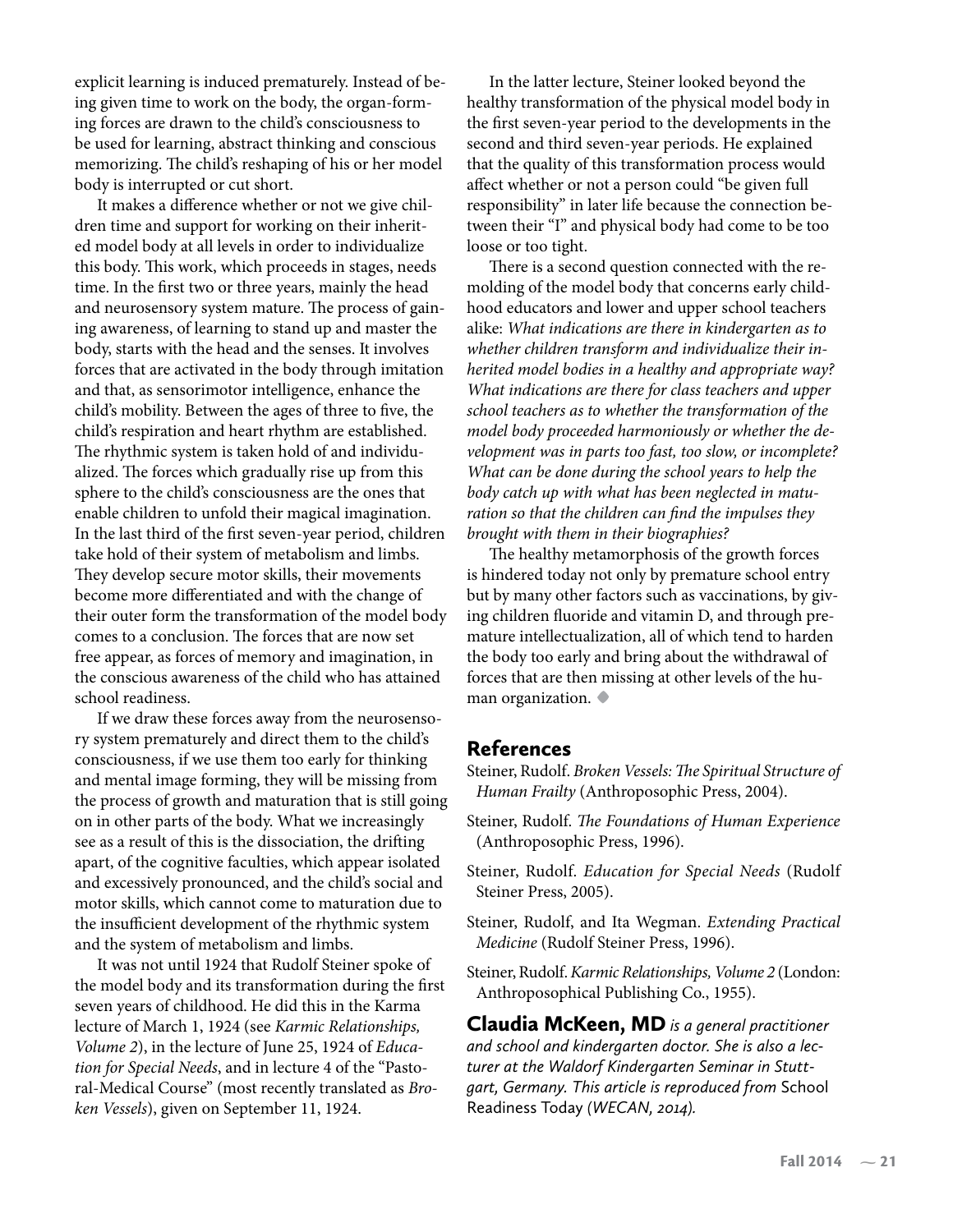explicit learning is induced prematurely. Instead of being given time to work on the body, the organ-forming forces are drawn to the child's consciousness to be used for learning, abstract thinking and conscious memorizing. The child's reshaping of his or her model body is interrupted or cut short.

It makes a difference whether or not we give children time and support for working on their inherited model body at all levels in order to individualize this body. This work, which proceeds in stages, needs time. In the first two or three years, mainly the head and neurosensory system mature. The process of gaining awareness, of learning to stand up and master the body, starts with the head and the senses. It involves forces that are activated in the body through imitation and that, as sensorimotor intelligence, enhance the child's mobility. Between the ages of three to five, the child's respiration and heart rhythm are established. The rhythmic system is taken hold of and individualized. The forces which gradually rise up from this sphere to the child's consciousness are the ones that enable children to unfold their magical imagination. In the last third of the first seven-year period, children take hold of their system of metabolism and limbs. They develop secure motor skills, their movements become more differentiated and with the change of their outer form the transformation of the model body comes to a conclusion. The forces that are now set free appear, as forces of memory and imagination, in the conscious awareness of the child who has attained school readiness.

If we draw these forces away from the neurosensory system prematurely and direct them to the child's consciousness, if we use them too early for thinking and mental image forming, they will be missing from the process of growth and maturation that is still going on in other parts of the body. What we increasingly see as a result of this is the dissociation, the drifting apart, of the cognitive faculties, which appear isolated and excessively pronounced, and the child's social and motor skills, which cannot come to maturation due to the insufficient development of the rhythmic system and the system of metabolism and limbs.

It was not until 1924 that Rudolf Steiner spoke of the model body and its transformation during the first seven years of childhood. He did this in the Karma lecture of March 1, 1924 (see *Karmic Relationships, Volume 2*), in the lecture of June 25, 1924 of *Education for Special Needs*, and in lecture 4 of the "Pastoral-Medical Course" (most recently translated as *Broken Vessels*), given on September 11, 1924.

In the latter lecture, Steiner looked beyond the healthy transformation of the physical model body in the first seven-year period to the developments in the second and third seven-year periods. He explained that the quality of this transformation process would affect whether or not a person could "be given full responsibility" in later life because the connection between their "I" and physical body had come to be too loose or too tight.

There is a second question connected with the remolding of the model body that concerns early childhood educators and lower and upper school teachers alike: *What indications are there in kindergarten as to whether children transform and individualize their inherited model bodies in a healthy and appropriate way? What indications are there for class teachers and upper school teachers as to whether the transformation of the model body proceeded harmoniously or whether the development was in parts too fast, too slow, or incomplete? What can be done during the school years to help the body catch up with what has been neglected in maturation so that the children can find the impulses they brought with them in their biographies?*

The healthy metamorphosis of the growth forces is hindered today not only by premature school entry but by many other factors such as vaccinations, by giving children fluoride and vitamin D, and through premature intellectualization, all of which tend to harden the body too early and bring about the withdrawal of forces that are then missing at other levels of the human organization. ◆

## References

Steiner, Rudolf. *Broken Vessels: The Spiritual Structure of Human Frailty* (Anthroposophic Press, 2004).

Steiner, Rudolf. *The Foundations of Human Experience* (Anthroposophic Press, 1996).

Steiner, Rudolf. *Education for Special Needs* (Rudolf Steiner Press, 2005).

Steiner, Rudolf, and Ita Wegman. *Extending Practical Medicine* (Rudolf Steiner Press, 1996).

Steiner, Rudolf. *Karmic Relationships, Volume 2* (London: Anthroposophical Publishing Co., 1955).

**Claudia McKeen, MD** *is a general practitioner and school and kindergarten doctor. She is also a lecturer at the Waldorf Kindergarten Seminar in Stuttgart, Germany. This article is reproduced from* School Readiness Today *(WECAN, 2014).*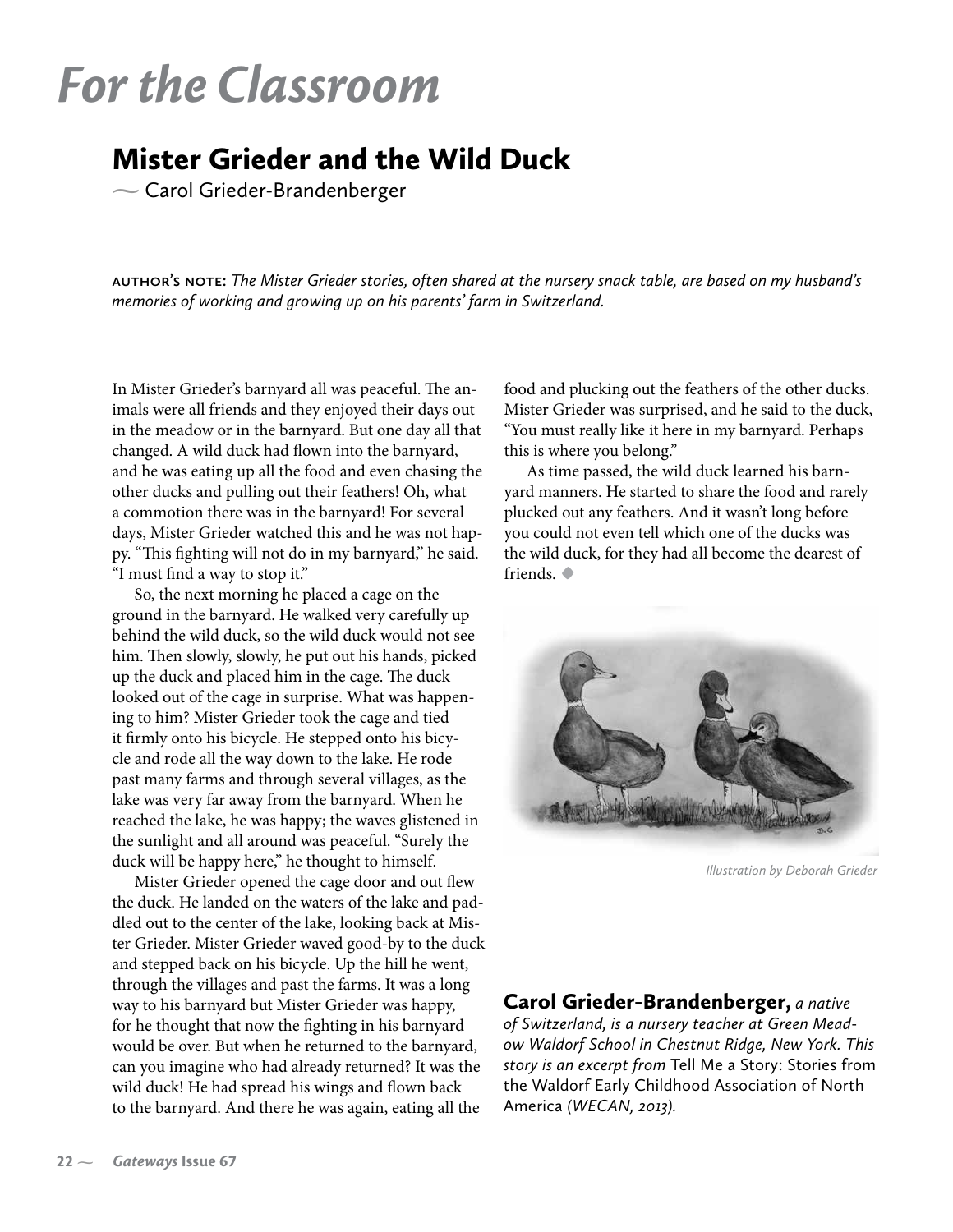# For the Classroom

## Mister Grieder and the Wild Duck

~ Carol Grieder-Brandenberger

AUTHOR'S NOTE: *The Mister Grieder stories, often shared at the nursery snack table, are based on my husband's memories of working and growing up on his parents' farm in Switzerland.*

In Mister Grieder's barnyard all was peaceful. The animals were all friends and they enjoyed their days out in the meadow or in the barnyard. But one day all that changed. A wild duck had flown into the barnyard, and he was eating up all the food and even chasing the other ducks and pulling out their feathers! Oh, what a commotion there was in the barnyard! For several days, Mister Grieder watched this and he was not happy. "This fighting will not do in my barnyard," he said. "I must find a way to stop it."

So, the next morning he placed a cage on the ground in the barnyard. He walked very carefully up behind the wild duck, so the wild duck would not see him. Then slowly, slowly, he put out his hands, picked up the duck and placed him in the cage. The duck looked out of the cage in surprise. What was happening to him? Mister Grieder took the cage and tied it firmly onto his bicycle. He stepped onto his bicycle and rode all the way down to the lake. He rode past many farms and through several villages, as the lake was very far away from the barnyard. When he reached the lake, he was happy; the waves glistened in the sunlight and all around was peaceful. "Surely the duck will be happy here," he thought to himself.

Mister Grieder opened the cage door and out flew the duck. He landed on the waters of the lake and paddled out to the center of the lake, looking back at Mister Grieder. Mister Grieder waved good-by to the duck and stepped back on his bicycle. Up the hill he went, through the villages and past the farms. It was a long way to his barnyard but Mister Grieder was happy, for he thought that now the fighting in his barnyard would be over. But when he returned to the barnyard, can you imagine who had already returned? It was the wild duck! He had spread his wings and flown back to the barnyard. And there he was again, eating all the food and plucking out the feathers of the other ducks. Mister Grieder was surprised, and he said to the duck, "You must really like it here in my barnyard. Perhaps this is where you belong."

As time passed, the wild duck learned his barnyard manners. He started to share the food and rarely plucked out any feathers. And it wasn't long before you could not even tell which one of the ducks was the wild duck, for they had all become the dearest of friends. ◆

*Illustration by Deborah Grieder*

**Carol Grieder-Brandenberger,** *a native of Switzerland, is a nursery teacher at Green Meadow Waldorf School in Chestnut Ridge, New York. This story is an excerpt from* Tell Me a Story: Stories from the Waldorf Early Childhood Association of North America *(WECAN, 2013).*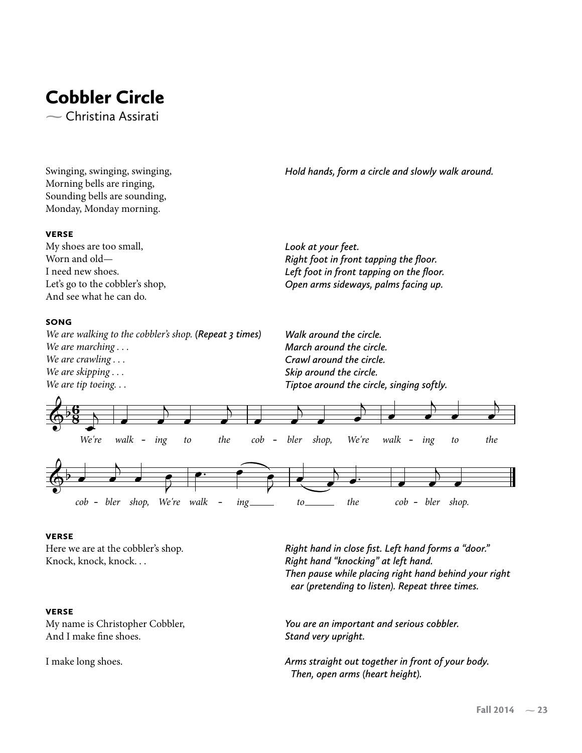# Cobbler Circle

~ Christina Assirati

Swinging, swinging, swinging,
Morning bells are ringing,
Sounding bells are sounding,
Monday, Monday morning.

*Hold hands, form a circle and slowly walk around.*

**VERSE**

My shoes are too small,
Worn and old—
I need new shoes.
Let's go to the cobbler's shop,
And see what he can do.

*Look at your feet.*
*Right foot in front tapping the floor.*
*Left foot in front tapping on the floor.*
*Open arms sideways, palms facing up.*

**SONG**

*We are walking to the cobbler's shop.* **(Repeat 3 times)**
*We are marching . . .*
*We are crawling . . .*
*We are skipping . . .*
*We are tip toeing. . .*

*Walk around the circle.*
*March around the circle.*
*Crawl around the circle.*
*Skip around the circle.*
*Tiptoe around the circle, singing softly.*

*We're walk - ing to the cob - bler shop, We're walk - ing to the cob - bler shop, We're walk - ing to the cob - bler shop.*

**VERSE**

Here we are at the cobbler's shop.
Knock, knock, knock. . .

*Right hand in close fist. Left hand forms a "door."*
*Right hand "knocking" at left hand.*
*Then pause while placing right hand behind your right ear (pretending to listen). Repeat three times.*

**VERSE**

My name is Christopher Cobbler,
And I make fine shoes.

*You are an important and serious cobbler.*
*Stand very upright.*

I make long shoes.

*Arms straight out together in front of your body. Then, open arms (heart height).*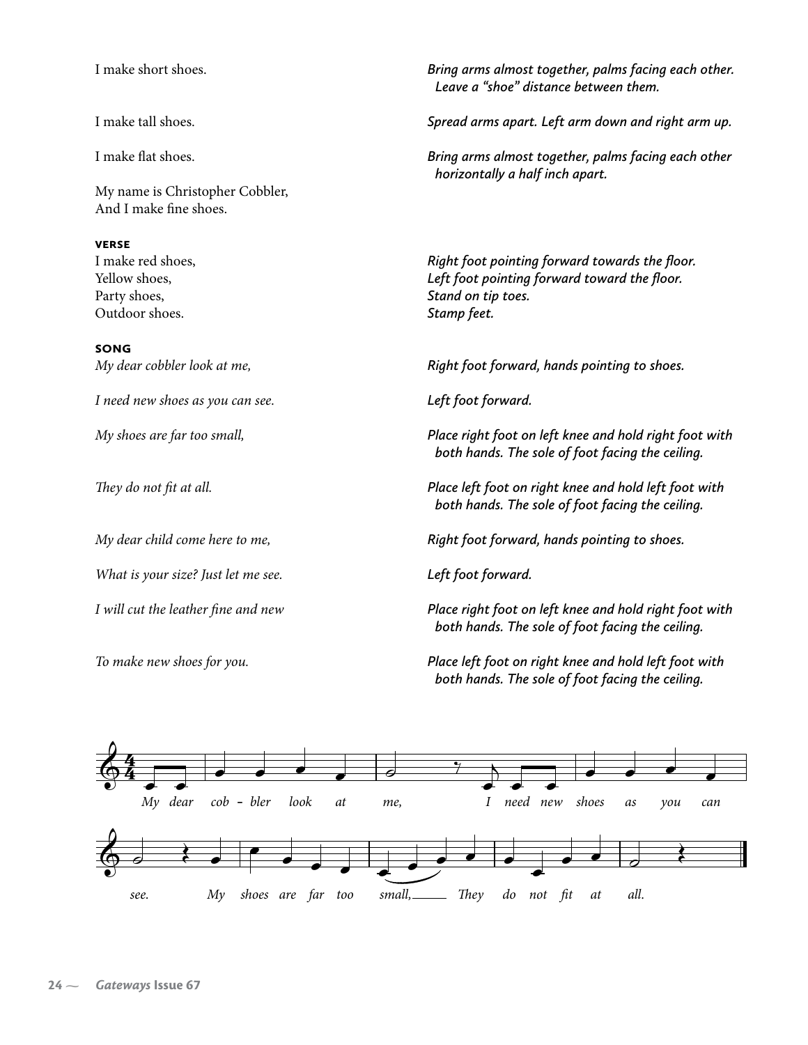I make short shoes. *Bring arms almost together, palms facing each other. Leave a "shoe" distance between them.*

I make tall shoes. *Spread arms apart. Left arm down and right arm up.*

I make flat shoes. *Bring arms almost together, palms facing each other horizontally a half inch apart.*

My name is Christopher Cobbler,
And I make fine shoes.

**VERSE**

I make red shoes, *Right foot pointing forward towards the floor.*
Yellow shoes, *Left foot pointing forward toward the floor.*
Party shoes, *Stand on tip toes.*
Outdoor shoes. *Stamp feet.*

**SONG**

*My dear cobbler look at me,* *Right foot forward, hands pointing to shoes.*

*I need new shoes as you can see.* *Left foot forward.*

*My shoes are far too small,* *Place right foot on left knee and hold right foot with both hands. The sole of foot facing the ceiling.*

*They do not fit at all.* *Place left foot on right knee and hold left foot with both hands. The sole of foot facing the ceiling.*

*My dear child come here to me,* *Right foot forward, hands pointing to shoes.*

*What is your size? Just let me see.* *Left foot forward.*

*I will cut the leather fine and new* *Place right foot on left knee and hold right foot with both hands. The sole of foot facing the ceiling.*

*To make new shoes for you.* *Place left foot on right knee and hold left foot with both hands. The sole of foot facing the ceiling.*

*My dear cob - bler look at me, I need new shoes as you can see. My shoes are far too small, They do not fit at all.*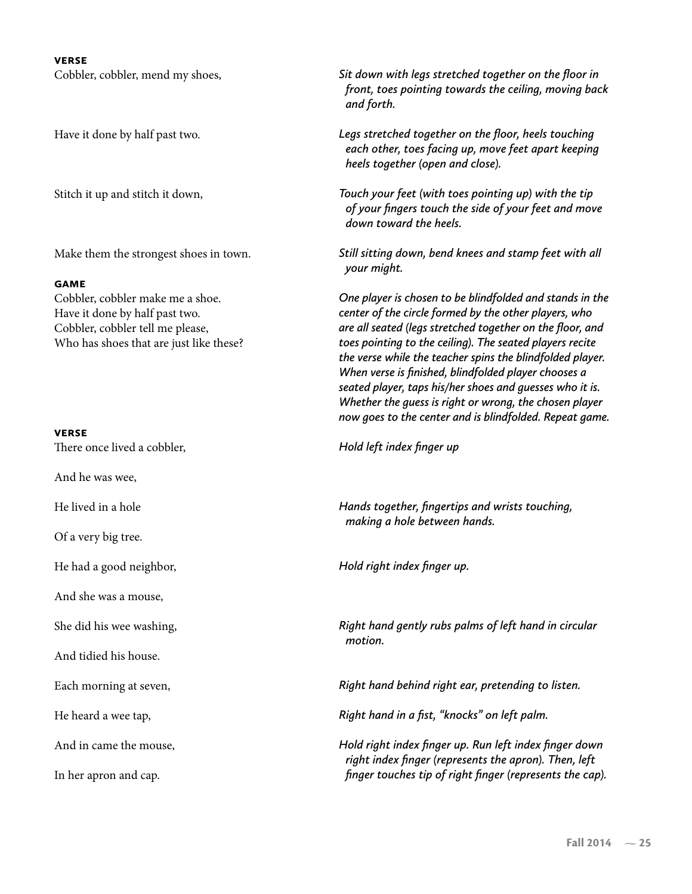**VERSE**

Cobbler, cobbler, mend my shoes, — *Sit down with legs stretched together on the floor in front, toes pointing towards the ceiling, moving back and forth.*

Have it done by half past two. — *Legs stretched together on the floor, heels touching each other, toes facing up, move feet apart keeping heels together (open and close).*

Stitch it up and stitch it down, — *Touch your feet (with toes pointing up) with the tip of your fingers touch the side of your feet and move down toward the heels.*

Make them the strongest shoes in town. — *Still sitting down, bend knees and stamp feet with all your might.*

**GAME**

Cobbler, cobbler make me a shoe.
Have it done by half past two.
Cobbler, cobbler tell me please,
Who has shoes that are just like these?

*One player is chosen to be blindfolded and stands in the center of the circle formed by the other players, who are all seated (legs stretched together on the floor, and toes pointing to the ceiling). The seated players recite the verse while the teacher spins the blindfolded player. When verse is finished, blindfolded player chooses a seated player, taps his/her shoes and guesses who it is. Whether the guess is right or wrong, the chosen player now goes to the center and is blindfolded. Repeat game.*

**VERSE**

There once lived a cobbler, — *Hold left index finger up*

And he was wee,

He lived in a hole — *Hands together, fingertips and wrists touching, making a hole between hands.*

Of a very big tree.

He had a good neighbor, — *Hold right index finger up.*

And she was a mouse,

She did his wee washing, — *Right hand gently rubs palms of left hand in circular motion.*

And tidied his house.

Each morning at seven, — *Right hand behind right ear, pretending to listen.*

He heard a wee tap, — *Right hand in a fist, "knocks" on left palm.*

And in came the mouse,
In her apron and cap. — *Hold right index finger up. Run left index finger down right index finger (represents the apron). Then, left finger touches tip of right finger (represents the cap).*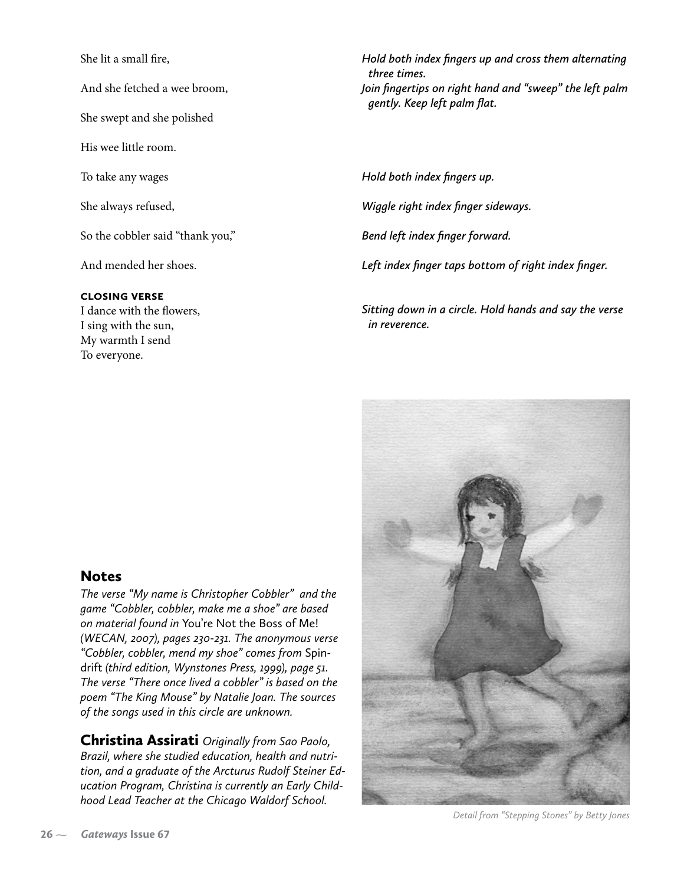She lit a small fire, — *Hold both index fingers up and cross them alternating three times.*

And she fetched a wee broom, — *Join fingertips on right hand and "sweep" the left palm gently. Keep left palm flat.*

She swept and she polished

His wee little room.

To take any wages — *Hold both index fingers up.*

She always refused, — *Wiggle right index finger sideways.*

So the cobbler said "thank you," — *Bend left index finger forward.*

And mended her shoes. — *Left index finger taps bottom of right index finger.*

**CLOSING VERSE**

I dance with the flowers,
I sing with the sun,
My warmth I send
To everyone.

*Sitting down in a circle. Hold hands and say the verse in reverence.*

## Notes

*The verse "My name is Christopher Cobbler" and the game "Cobbler, cobbler, make me a shoe" are based on material found in* You're Not the Boss of Me! *(WECAN, 2007), pages 230-231. The anonymous verse "Cobbler, cobbler, mend my shoe" comes from* Spindrift *(third edition, Wynstones Press, 1999), page 51. The verse "There once lived a cobbler" is based on the poem "The King Mouse" by Natalie Joan. The sources of the songs used in this circle are unknown.*

**Christina Assirati** *Originally from Sao Paolo, Brazil, where she studied education, health and nutrition, and a graduate of the Arcturus Rudolf Steiner Education Program, Christina is currently an Early Childhood Lead Teacher at the Chicago Waldorf School.*

*Detail from "Stepping Stones" by Betty Jones*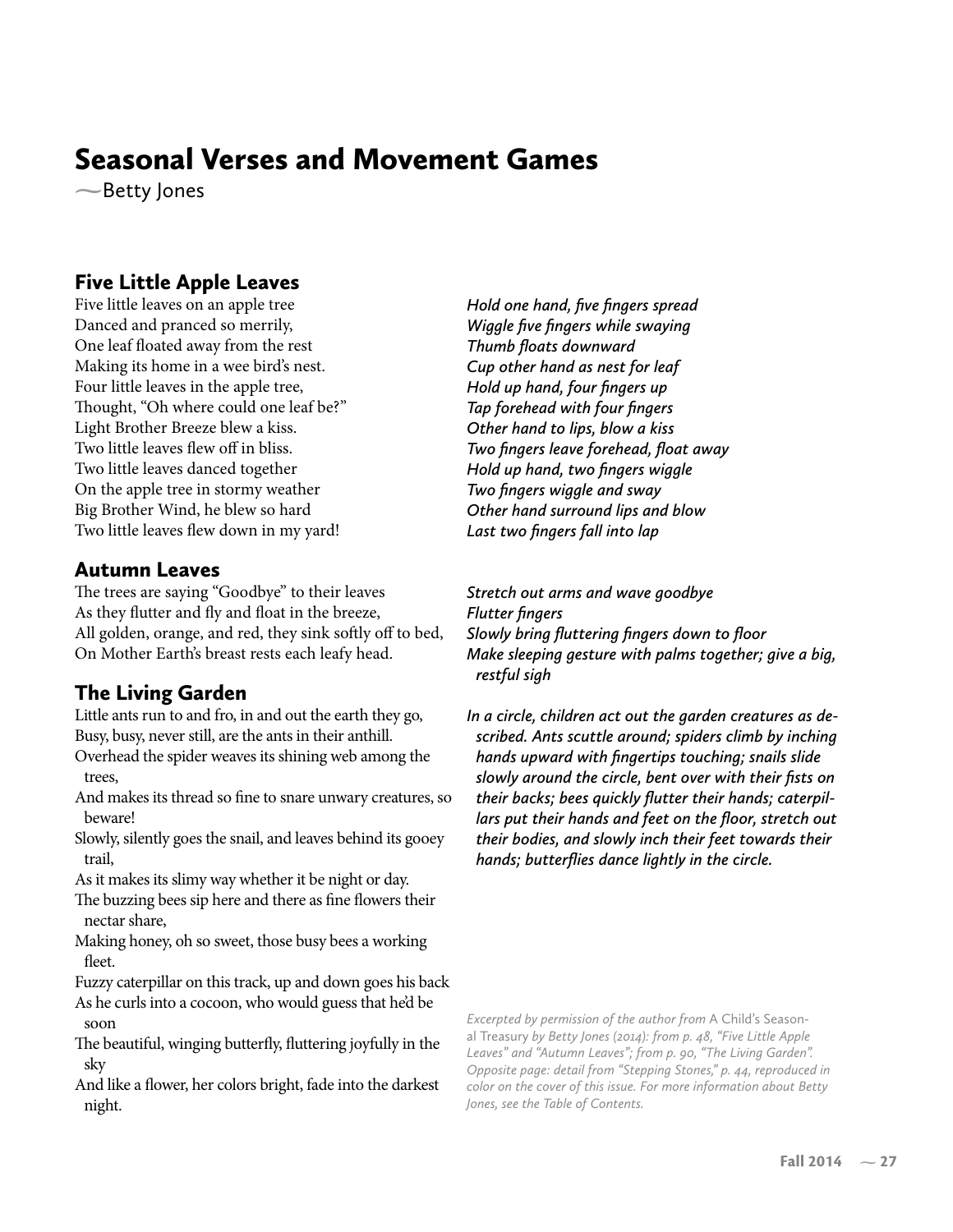# Seasonal Verses and Movement Games

—Betty Jones

## Five Little Apple Leaves

Five little leaves on an apple tree
Danced and pranced so merrily,
One leaf floated away from the rest
Making its home in a wee bird's nest.
Four little leaves in the apple tree,
Thought, "Oh where could one leaf be?"
Light Brother Breeze blew a kiss.
Two little leaves flew off in bliss.
Two little leaves danced together
On the apple tree in stormy weather
Big Brother Wind, he blew so hard
Two little leaves flew down in my yard!

*Hold one hand, five fingers spread*
*Wiggle five fingers while swaying*
*Thumb floats downward*
*Cup other hand as nest for leaf*
*Hold up hand, four fingers up*
*Tap forehead with four fingers*
*Other hand to lips, blow a kiss*
*Two fingers leave forehead, float away*
*Hold up hand, two fingers wiggle*
*Two fingers wiggle and sway*
*Other hand surround lips and blow*
*Last two fingers fall into lap*

## Autumn Leaves

The trees are saying "Goodbye" to their leaves
As they flutter and fly and float in the breeze,
All golden, orange, and red, they sink softly off to bed,
On Mother Earth's breast rests each leafy head.

*Stretch out arms and wave goodbye*
*Flutter fingers*
*Slowly bring fluttering fingers down to floor*
*Make sleeping gesture with palms together; give a big, restful sigh*

## The Living Garden

Little ants run to and fro, in and out the earth they go,
Busy, busy, never still, are the ants in their anthill.
Overhead the spider weaves its shining web among the trees,
And makes its thread so fine to snare unwary creatures, so beware!
Slowly, silently goes the snail, and leaves behind its gooey trail,
As it makes its slimy way whether it be night or day.
The buzzing bees sip here and there as fine flowers their nectar share,
Making honey, oh so sweet, those busy bees a working fleet.
Fuzzy caterpillar on this track, up and down goes his back
As he curls into a cocoon, who would guess that he'd be soon
The beautiful, winging butterfly, fluttering joyfully in the sky
And like a flower, her colors bright, fade into the darkest night.

*In a circle, children act out the garden creatures as described. Ants scuttle around; spiders climb by inching hands upward with fingertips touching; snails slide slowly around the circle, bent over with their fists on their backs; bees quickly flutter their hands; caterpillars put their hands and feet on the floor, stretch out their bodies, and slowly inch their feet towards their hands; butterflies dance lightly in the circle.*

*Excerpted by permission of the author from* A Child's Seasonal Treasury *by Betty Jones (2014): from p. 48, "Five Little Apple Leaves" and "Autumn Leaves"; from p. 90, "The Living Garden". Opposite page: detail from "Stepping Stones," p. 44, reproduced in color on the cover of this issue. For more information about Betty Jones, see the Table of Contents.*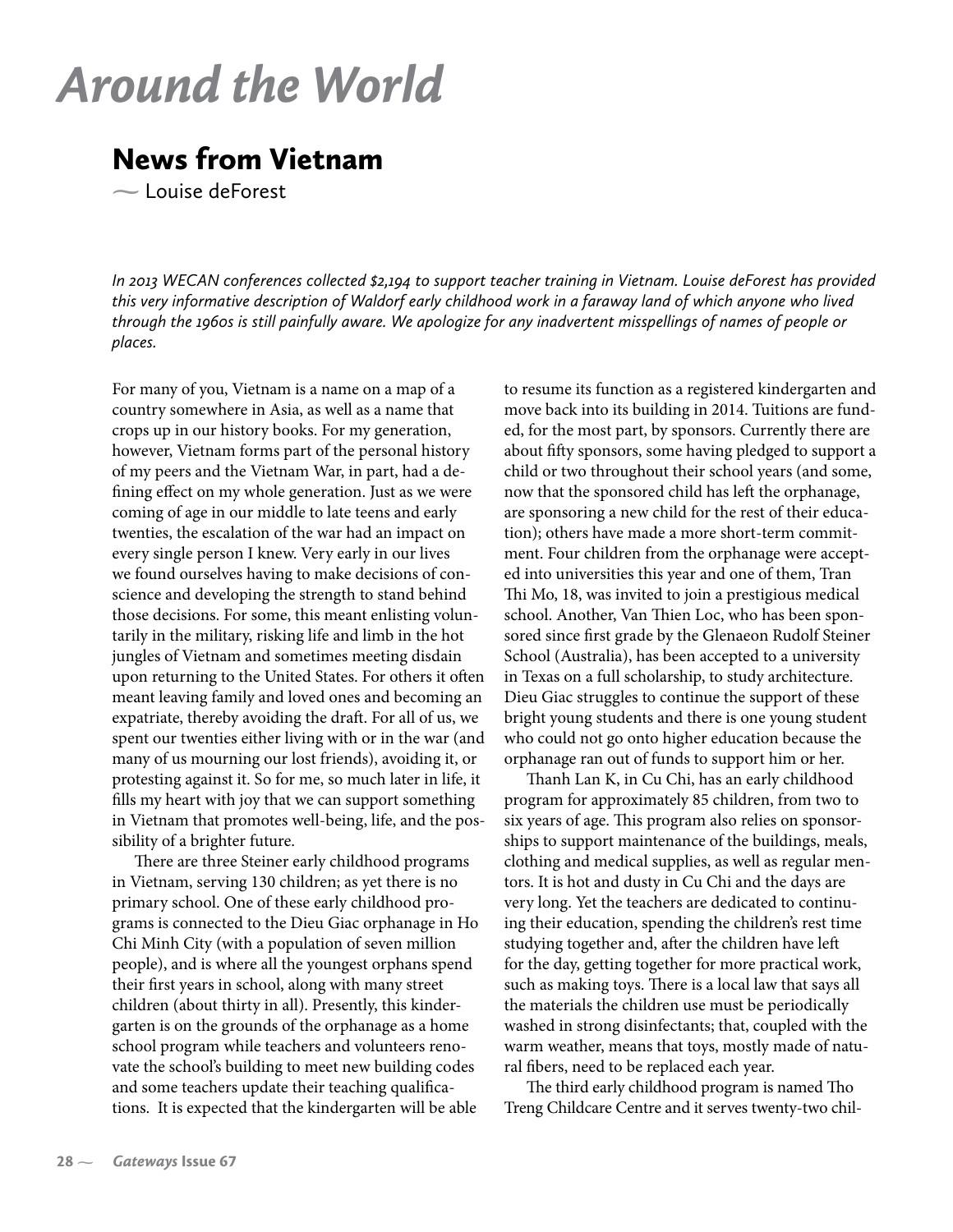# Around the World

## News from Vietnam

— Louise deForest

*In 2013 WECAN conferences collected $2,194 to support teacher training in Vietnam. Louise deForest has provided this very informative description of Waldorf early childhood work in a faraway land of which anyone who lived through the 1960s is still painfully aware. We apologize for any inadvertent misspellings of names of people or places.*

For many of you, Vietnam is a name on a map of a country somewhere in Asia, as well as a name that crops up in our history books. For my generation, however, Vietnam forms part of the personal history of my peers and the Vietnam War, in part, had a defining effect on my whole generation. Just as we were coming of age in our middle to late teens and early twenties, the escalation of the war had an impact on every single person I knew. Very early in our lives we found ourselves having to make decisions of conscience and developing the strength to stand behind those decisions. For some, this meant enlisting voluntarily in the military, risking life and limb in the hot jungles of Vietnam and sometimes meeting disdain upon returning to the United States. For others it often meant leaving family and loved ones and becoming an expatriate, thereby avoiding the draft. For all of us, we spent our twenties either living with or in the war (and many of us mourning our lost friends), avoiding it, or protesting against it. So for me, so much later in life, it fills my heart with joy that we can support something in Vietnam that promotes well-being, life, and the possibility of a brighter future.

There are three Steiner early childhood programs in Vietnam, serving 130 children; as yet there is no primary school. One of these early childhood programs is connected to the Dieu Giac orphanage in Ho Chi Minh City (with a population of seven million people), and is where all the youngest orphans spend their first years in school, along with many street children (about thirty in all). Presently, this kindergarten is on the grounds of the orphanage as a home school program while teachers and volunteers renovate the school's building to meet new building codes and some teachers update their teaching qualifications. It is expected that the kindergarten will be able to resume its function as a registered kindergarten and move back into its building in 2014. Tuitions are funded, for the most part, by sponsors. Currently there are about fifty sponsors, some having pledged to support a child or two throughout their school years (and some, now that the sponsored child has left the orphanage, are sponsoring a new child for the rest of their education); others have made a more short-term commitment. Four children from the orphanage were accepted into universities this year and one of them, Tran Thi Mo, 18, was invited to join a prestigious medical school. Another, Van Thien Loc, who has been sponsored since first grade by the Glenaeon Rudolf Steiner School (Australia), has been accepted to a university in Texas on a full scholarship, to study architecture. Dieu Giac struggles to continue the support of these bright young students and there is one young student who could not go onto higher education because the orphanage ran out of funds to support him or her.

Thanh Lan K, in Cu Chi, has an early childhood program for approximately 85 children, from two to six years of age. This program also relies on sponsorships to support maintenance of the buildings, meals, clothing and medical supplies, as well as regular mentors. It is hot and dusty in Cu Chi and the days are very long. Yet the teachers are dedicated to continuing their education, spending the children's rest time studying together and, after the children have left for the day, getting together for more practical work, such as making toys. There is a local law that says all the materials the children use must be periodically washed in strong disinfectants; that, coupled with the warm weather, means that toys, mostly made of natural fibers, need to be replaced each year.

The third early childhood program is named Tho Treng Childcare Centre and it serves twenty-two chil-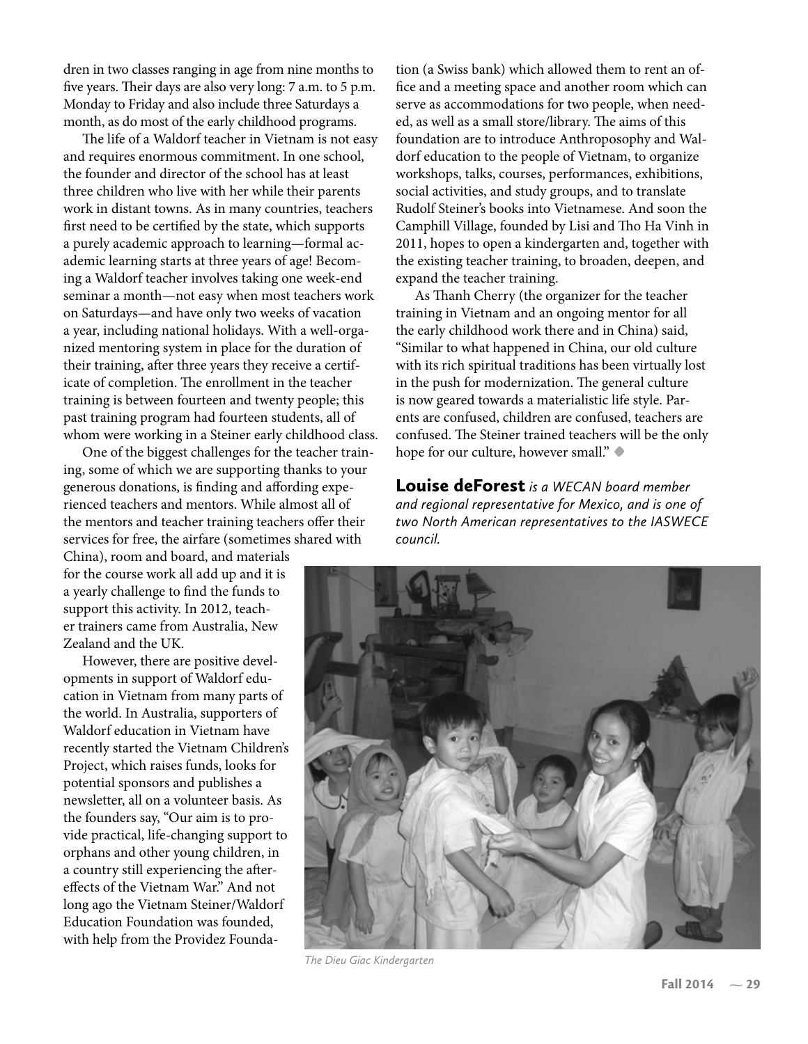dren in two classes ranging in age from nine months to five years. Their days are also very long: 7 a.m. to 5 p.m. Monday to Friday and also include three Saturdays a month, as do most of the early childhood programs.

The life of a Waldorf teacher in Vietnam is not easy and requires enormous commitment. In one school, the founder and director of the school has at least three children who live with her while their parents work in distant towns. As in many countries, teachers first need to be certified by the state, which supports a purely academic approach to learning—formal academic learning starts at three years of age! Becoming a Waldorf teacher involves taking one week-end seminar a month—not easy when most teachers work on Saturdays—and have only two weeks of vacation a year, including national holidays. With a well-organized mentoring system in place for the duration of their training, after three years they receive a certificate of completion. The enrollment in the teacher training is between fourteen and twenty people; this past training program had fourteen students, all of whom were working in a Steiner early childhood class.

One of the biggest challenges for the teacher training, some of which we are supporting thanks to your generous donations, is finding and affording experienced teachers and mentors. While almost all of the mentors and teacher training teachers offer their services for free, the airfare (sometimes shared with China), room and board, and materials for the course work all add up and it is a yearly challenge to find the funds to support this activity. In 2012, teacher trainers came from Australia, New Zealand and the UK.

However, there are positive developments in support of Waldorf education in Vietnam from many parts of the world. In Australia, supporters of Waldorf education in Vietnam have recently started the Vietnam Children's Project, which raises funds, looks for potential sponsors and publishes a newsletter, all on a volunteer basis. As the founders say, "Our aim is to provide practical, life-changing support to orphans and other young children, in a country still experiencing the aftereffects of the Vietnam War." And not long ago the Vietnam Steiner/Waldorf Education Foundation was founded, with help from the Providez Foundation (a Swiss bank) which allowed them to rent an office and a meeting space and another room which can serve as accommodations for two people, when needed, as well as a small store/library. The aims of this foundation are to introduce Anthroposophy and Waldorf education to the people of Vietnam, to organize workshops, talks, courses, performances, exhibitions, social activities, and study groups, and to translate Rudolf Steiner's books into Vietnamese. And soon the Camphill Village, founded by Lisi and Tho Ha Vinh in 2011, hopes to open a kindergarten and, together with the existing teacher training, to broaden, deepen, and expand the teacher training.

As Thanh Cherry (the organizer for the teacher training in Vietnam and an ongoing mentor for all the early childhood work there and in China) said, "Similar to what happened in China, our old culture with its rich spiritual traditions has been virtually lost in the push for modernization. The general culture is now geared towards a materialistic life style. Parents are confused, children are confused, teachers are confused. The Steiner trained teachers will be the only hope for our culture, however small." ◆

**Louise deForest** *is a WECAN board member and regional representative for Mexico, and is one of two North American representatives to the IASWECE council.*

*The Dieu Giac Kindergarten*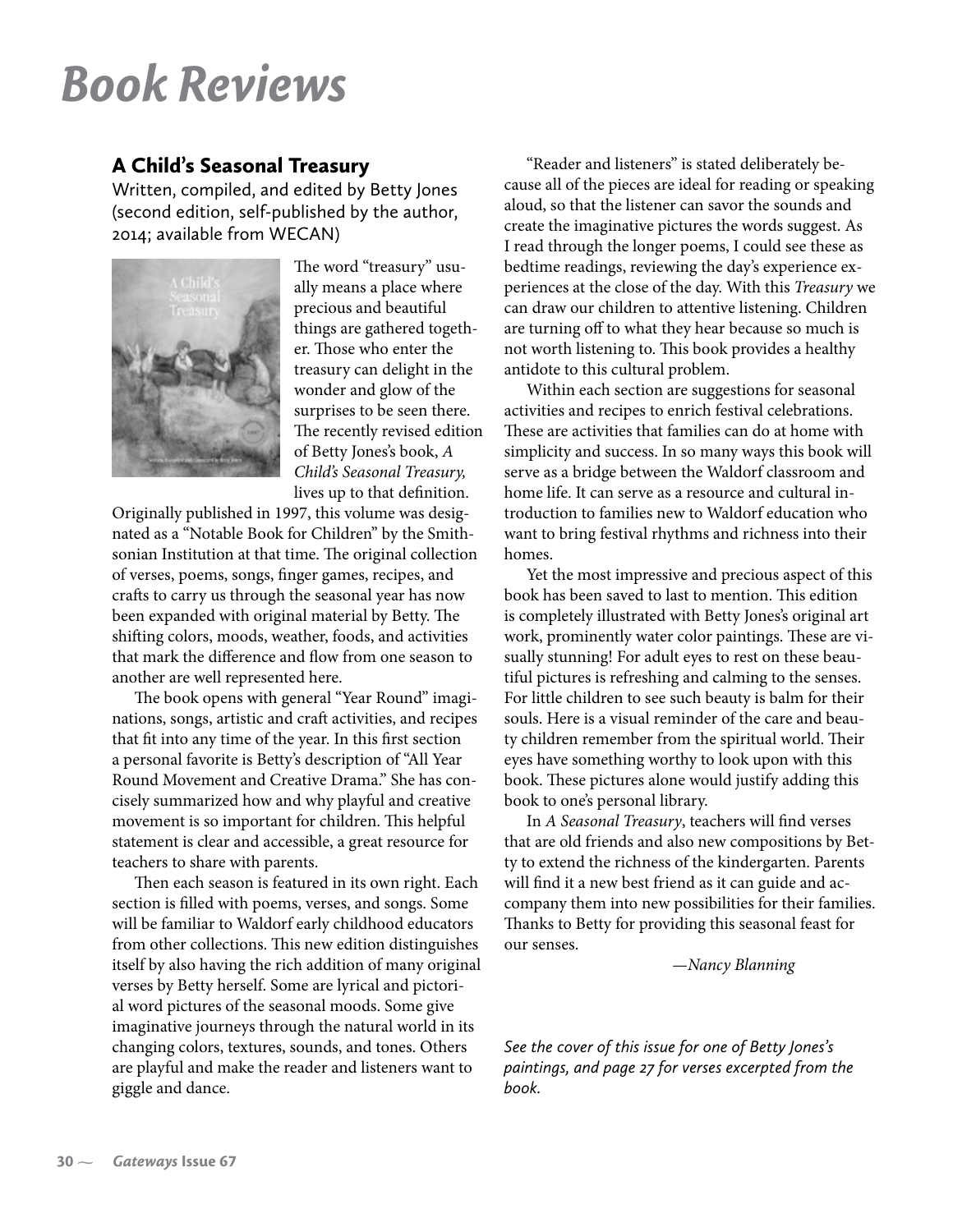# Book Reviews

## A Child's Seasonal Treasury

Written, compiled, and edited by Betty Jones (second edition, self-published by the author, 2014; available from WECAN)

The word "treasury" usually means a place where precious and beautiful things are gathered together. Those who enter the treasury can delight in the wonder and glow of the surprises to be seen there. The recently revised edition of Betty Jones's book, *A Child's Seasonal Treasury,* lives up to that definition. Originally published in 1997, this volume was designated as a "Notable Book for Children" by the Smithsonian Institution at that time. The original collection of verses, poems, songs, finger games, recipes, and crafts to carry us through the seasonal year has now been expanded with original material by Betty. The shifting colors, moods, weather, foods, and activities that mark the difference and flow from one season to another are well represented here.

The book opens with general "Year Round" imaginations, songs, artistic and craft activities, and recipes that fit into any time of the year. In this first section a personal favorite is Betty's description of "All Year Round Movement and Creative Drama." She has concisely summarized how and why playful and creative movement is so important for children. This helpful statement is clear and accessible, a great resource for teachers to share with parents.

Then each season is featured in its own right. Each section is filled with poems, verses, and songs. Some will be familiar to Waldorf early childhood educators from other collections. This new edition distinguishes itself by also having the rich addition of many original verses by Betty herself. Some are lyrical and pictorial word pictures of the seasonal moods. Some give imaginative journeys through the natural world in its changing colors, textures, sounds, and tones. Others are playful and make the reader and listeners want to giggle and dance.

"Reader and listeners" is stated deliberately because all of the pieces are ideal for reading or speaking aloud, so that the listener can savor the sounds and create the imaginative pictures the words suggest. As I read through the longer poems, I could see these as bedtime readings, reviewing the day's experience experiences at the close of the day. With this *Treasury* we can draw our children to attentive listening. Children are turning off to what they hear because so much is not worth listening to. This book provides a healthy antidote to this cultural problem.

Within each section are suggestions for seasonal activities and recipes to enrich festival celebrations. These are activities that families can do at home with simplicity and success. In so many ways this book will serve as a bridge between the Waldorf classroom and home life. It can serve as a resource and cultural introduction to families new to Waldorf education who want to bring festival rhythms and richness into their homes.

Yet the most impressive and precious aspect of this book has been saved to last to mention. This edition is completely illustrated with Betty Jones's original art work, prominently water color paintings. These are visually stunning! For adult eyes to rest on these beautiful pictures is refreshing and calming to the senses. For little children to see such beauty is balm for their souls. Here is a visual reminder of the care and beauty children remember from the spiritual world. Their eyes have something worthy to look upon with this book. These pictures alone would justify adding this book to one's personal library.

In *A Seasonal Treasury*, teachers will find verses that are old friends and also new compositions by Betty to extend the richness of the kindergarten. Parents will find it a new best friend as it can guide and accompany them into new possibilities for their families. Thanks to Betty for providing this seasonal feast for our senses.

*—Nancy Blanning*

*See the cover of this issue for one of Betty Jones's paintings, and page 27 for verses excerpted from the book.*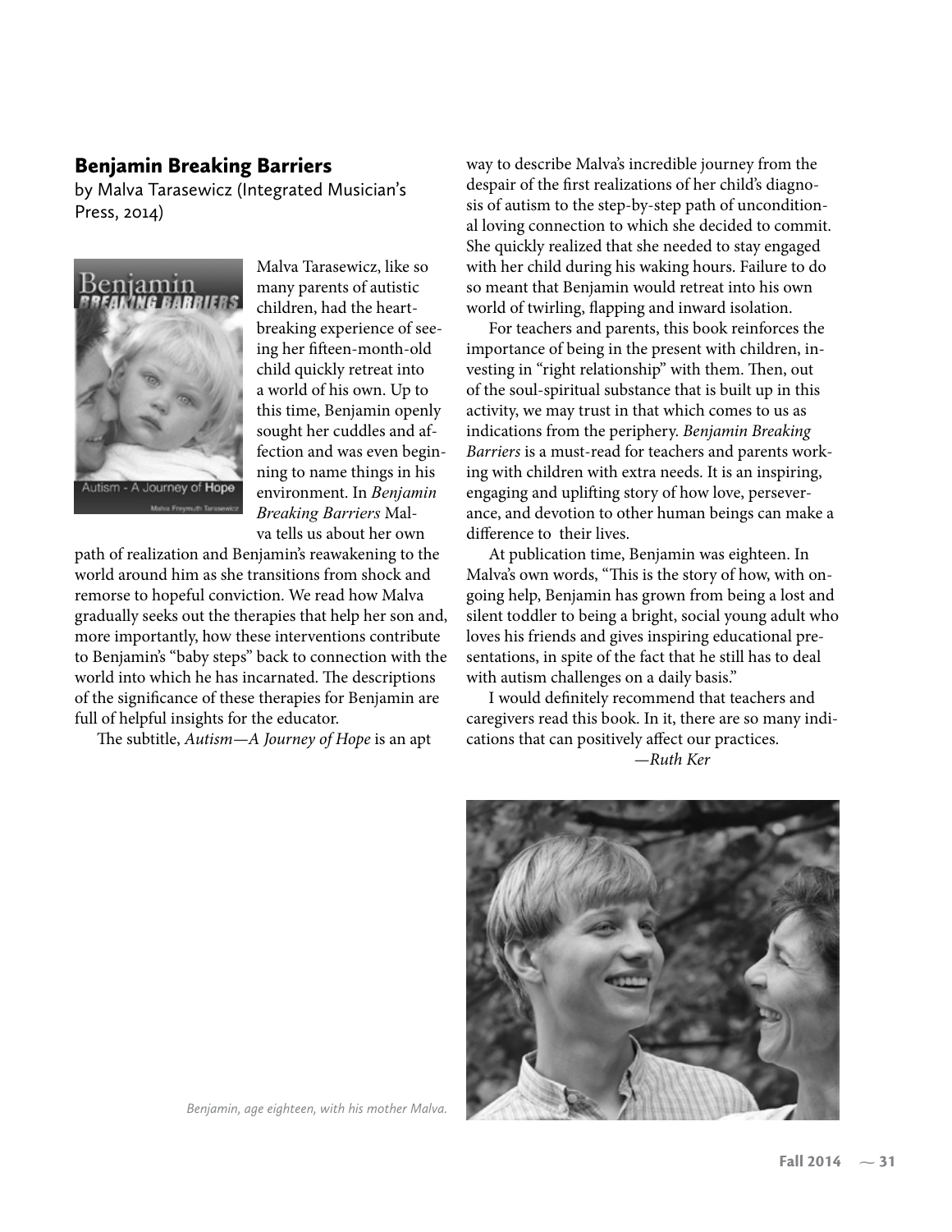## Benjamin Breaking Barriers

by Malva Tarasewicz (Integrated Musician's Press, 2014)

Malva Tarasewicz, like so many parents of autistic children, had the heartbreaking experience of seeing her fifteen-month-old child quickly retreat into a world of his own. Up to this time, Benjamin openly sought her cuddles and affection and was even beginning to name things in his environment. In *Benjamin Breaking Barriers* Malva tells us about her own path of realization and Benjamin's reawakening to the world around him as she transitions from shock and remorse to hopeful conviction. We read how Malva gradually seeks out the therapies that help her son and, more importantly, how these interventions contribute to Benjamin's "baby steps" back to connection with the world into which he has incarnated. The descriptions of the significance of these therapies for Benjamin are full of helpful insights for the educator.

The subtitle, *Autism—A Journey of Hope* is an apt way to describe Malva's incredible journey from the despair of the first realizations of her child's diagnosis of autism to the step-by-step path of unconditional loving connection to which she decided to commit. She quickly realized that she needed to stay engaged with her child during his waking hours. Failure to do so meant that Benjamin would retreat into his own world of twirling, flapping and inward isolation.

For teachers and parents, this book reinforces the importance of being in the present with children, investing in "right relationship" with them. Then, out of the soul-spiritual substance that is built up in this activity, we may trust in that which comes to us as indications from the periphery. *Benjamin Breaking Barriers* is a must-read for teachers and parents working with children with extra needs. It is an inspiring, engaging and uplifting story of how love, perseverance, and devotion to other human beings can make a difference to their lives.

At publication time, Benjamin was eighteen. In Malva's own words, "This is the story of how, with ongoing help, Benjamin has grown from being a lost and silent toddler to being a bright, social young adult who loves his friends and gives inspiring educational presentations, in spite of the fact that he still has to deal with autism challenges on a daily basis."

I would definitely recommend that teachers and caregivers read this book. In it, there are so many indications that can positively affect our practices.

—*Ruth Ker*

*Benjamin, age eighteen, with his mother Malva.*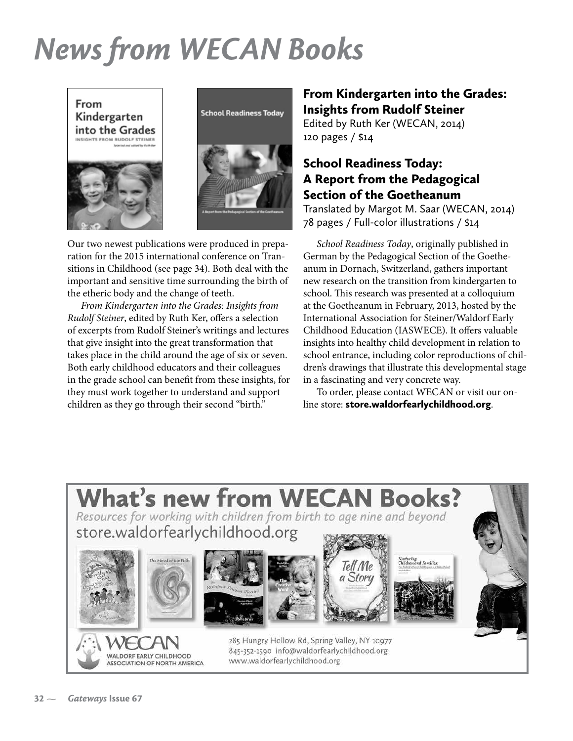# News from WECAN Books

Our two newest publications were produced in preparation for the 2015 international conference on Transitions in Childhood (see page 34). Both deal with the important and sensitive time surrounding the birth of the etheric body and the change of teeth.

*From Kindergarten into the Grades: Insights from Rudolf Steiner*, edited by Ruth Ker, offers a selection of excerpts from Rudolf Steiner's writings and lectures that give insight into the great transformation that takes place in the child around the age of six or seven. Both early childhood educators and their colleagues in the grade school can benefit from these insights, for they must work together to understand and support children as they go through their second "birth."

### From Kindergarten into the Grades: Insights from Rudolf Steiner

Edited by Ruth Ker (WECAN, 2014)
120 pages / $14

### School Readiness Today: A Report from the Pedagogical Section of the Goetheanum

Translated by Margot M. Saar (WECAN, 2014)
78 pages / Full-color illustrations / $14

*School Readiness Today*, originally published in German by the Pedagogical Section of the Goetheanum in Dornach, Switzerland, gathers important new research on the transition from kindergarten to school. This research was presented at a colloquium at the Goetheanum in February, 2013, hosted by the International Association for Steiner/Waldorf Early Childhood Education (IASWECE). It offers valuable insights into healthy child development in relation to school entrance, including color reproductions of children's drawings that illustrate this developmental stage in a fascinating and very concrete way.

To order, please contact WECAN or visit our online store: **store.waldorfearlychildhood.org**.

## What's new from WECAN Books?

*Resources for working with children from birth to age nine and beyond*

store.waldorfearlychildhood.org

WECAN
WALDORF EARLY CHILDHOOD ASSOCIATION OF NORTH AMERICA

285 Hungry Hollow Rd, Spring Valley, NY 10977
845-352-1590 info@waldorfearlychildhood.org
www.waldorfearlychildhood.org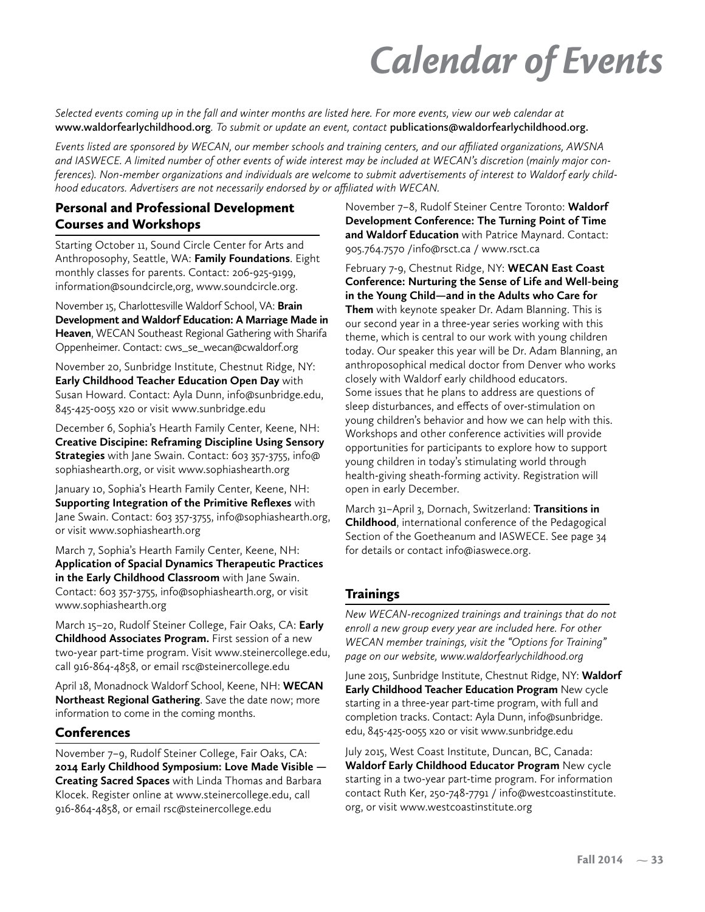# Calendar of Events

*Selected events coming up in the fall and winter months are listed here. For more events, view our web calendar at* www.waldorfearlychildhood.org*. To submit or update an event, contact* publications@waldorfearlychildhood.org.

*Events listed are sponsored by WECAN, our member schools and training centers, and our affiliated organizations, AWSNA and IASWECE. A limited number of other events of wide interest may be included at WECAN's discretion (mainly major conferences). Non-member organizations and individuals are welcome to submit advertisements of interest to Waldorf early childhood educators. Advertisers are not necessarily endorsed by or affiliated with WECAN.*

## Personal and Professional Development Courses and Workshops

Starting October 11, Sound Circle Center for Arts and Anthroposophy, Seattle, WA: **Family Foundations**. Eight monthly classes for parents. Contact: 206-925-9199, information@soundcircle,org, www.soundcircle.org.

November 15, Charlottesville Waldorf School, VA: **Brain Development and Waldorf Education: A Marriage Made in Heaven**, WECAN Southeast Regional Gathering with Sharifa Oppenheimer. Contact: cws_se_wecan@cwaldorf.org

November 20, Sunbridge Institute, Chestnut Ridge, NY: **Early Childhood Teacher Education Open Day** with Susan Howard. Contact: Ayla Dunn, info@sunbridge.edu, 845-425-0055 x20 or visit www.sunbridge.edu

December 6, Sophia's Hearth Family Center, Keene, NH: **Creative Discipine: Reframing Discipline Using Sensory Strategies** with Jane Swain. Contact: 603 357-3755, info@sophiashearth.org, or visit www.sophiashearth.org

January 10, Sophia's Hearth Family Center, Keene, NH: **Supporting Integration of the Primitive Reflexes** with Jane Swain. Contact: 603 357-3755, info@sophiashearth.org, or visit www.sophiashearth.org

March 7, Sophia's Hearth Family Center, Keene, NH: **Application of Spacial Dynamics Therapeutic Practices in the Early Childhood Classroom** with Jane Swain. Contact: 603 357-3755, info@sophiashearth.org, or visit www.sophiashearth.org

March 15–20, Rudolf Steiner College, Fair Oaks, CA: **Early Childhood Associates Program.** First session of a new two-year part-time program. Visit www.steinercollege.edu, call 916-864-4858, or email rsc@steinercollege.edu

April 18, Monadnock Waldorf School, Keene, NH: **WECAN Northeast Regional Gathering**. Save the date now; more information to come in the coming months.

## Conferences

November 7–9, Rudolf Steiner College, Fair Oaks, CA: **2014 Early Childhood Symposium: Love Made Visible — Creating Sacred Spaces** with Linda Thomas and Barbara Klocek. Register online at www.steinercollege.edu, call 916-864-4858, or email rsc@steinercollege.edu

November 7–8, Rudolf Steiner Centre Toronto: **Waldorf Development Conference: The Turning Point of Time and Waldorf Education** with Patrice Maynard. Contact: 905.764.7570 /info@rsct.ca / www.rsct.ca

February 7-9, Chestnut Ridge, NY: **WECAN East Coast Conference: Nurturing the Sense of Life and Well-being in the Young Child—and in the Adults who Care for Them** with keynote speaker Dr. Adam Blanning. This is our second year in a three-year series working with this theme, which is central to our work with young children today. Our speaker this year will be Dr. Adam Blanning, an anthroposophical medical doctor from Denver who works closely with Waldorf early childhood educators. Some issues that he plans to address are questions of sleep disturbances, and effects of over-stimulation on young children's behavior and how we can help with this. Workshops and other conference activities will provide opportunities for participants to explore how to support young children in today's stimulating world through health-giving sheath-forming activity. Registration will open in early December.

March 31–April 3, Dornach, Switzerland: **Transitions in Childhood**, international conference of the Pedagogical Section of the Goetheanum and IASWECE. See page 34 for details or contact info@iaswece.org.

## Trainings

*New WECAN-recognized trainings and trainings that do not enroll a new group every year are included here. For other WECAN member trainings, visit the "Options for Training" page on our website, www.waldorfearlychildhood.org*

June 2015, Sunbridge Institute, Chestnut Ridge, NY: **Waldorf Early Childhood Teacher Education Program** New cycle starting in a three-year part-time program, with full and completion tracks. Contact: Ayla Dunn, info@sunbridge.edu, 845-425-0055 x20 or visit www.sunbridge.edu

July 2015, West Coast Institute, Duncan, BC, Canada: **Waldorf Early Childhood Educator Program** New cycle starting in a two-year part-time program. For information contact Ruth Ker, 250-748-7791 / info@westcoastinstitute.org, or visit www.westcoastinstitute.org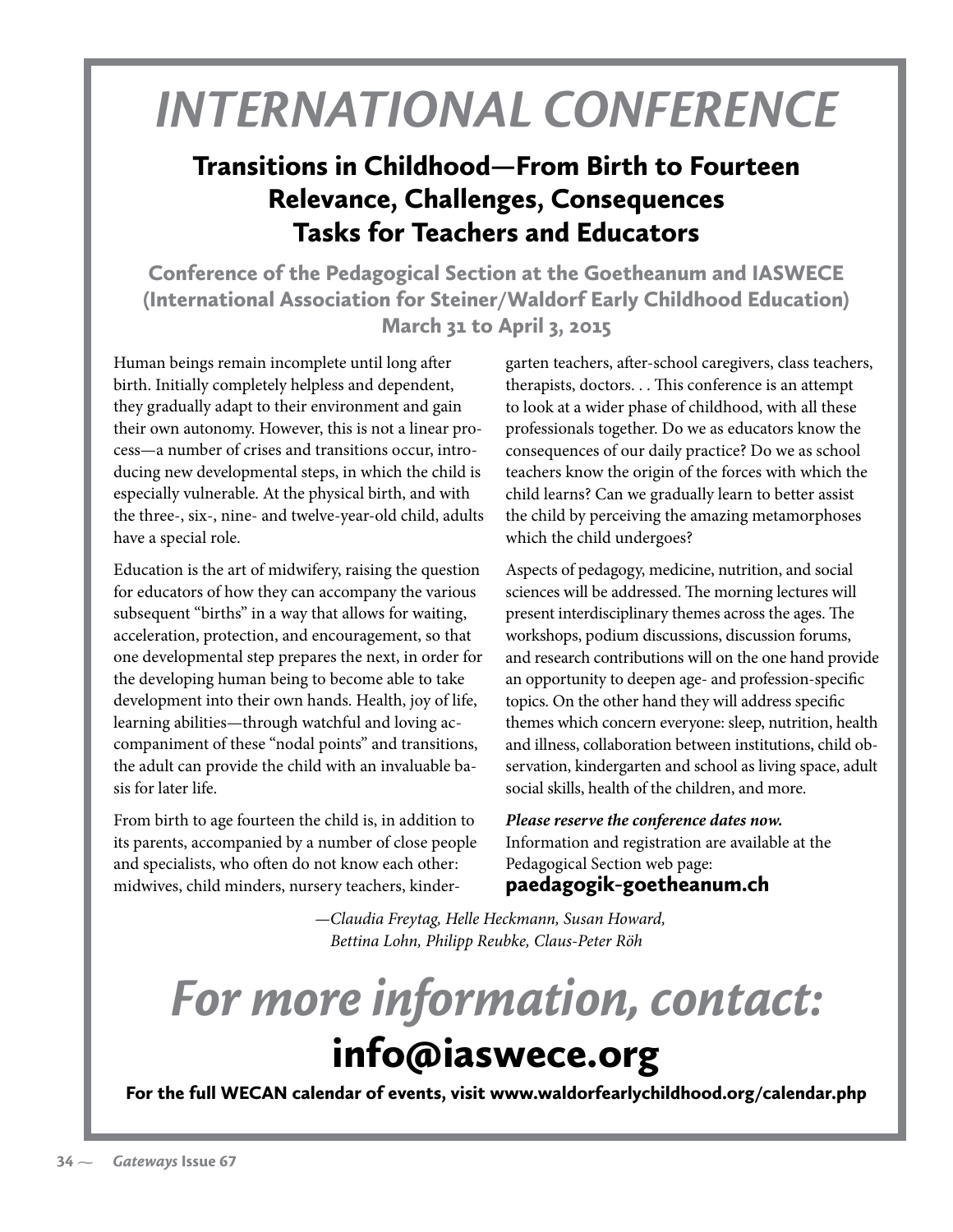# INTERNATIONAL CONFERENCE

## Transitions in Childhood—From Birth to Fourteen
## Relevance, Challenges, Consequences
## Tasks for Teachers and Educators

### Conference of the Pedagogical Section at the Goetheanum and IASWECE (International Association for Steiner/Waldorf Early Childhood Education)
### March 31 to April 3, 2015

Human beings remain incomplete until long after birth. Initially completely helpless and dependent, they gradually adapt to their environment and gain their own autonomy. However, this is not a linear process—a number of crises and transitions occur, introducing new developmental steps, in which the child is especially vulnerable. At the physical birth, and with the three-, six-, nine- and twelve-year-old child, adults have a special role.

Education is the art of midwifery, raising the question for educators of how they can accompany the various subsequent "births" in a way that allows for waiting, acceleration, protection, and encouragement, so that one developmental step prepares the next, in order for the developing human being to become able to take development into their own hands. Health, joy of life, learning abilities—through watchful and loving accompaniment of these "nodal points" and transitions, the adult can provide the child with an invaluable basis for later life.

From birth to age fourteen the child is, in addition to its parents, accompanied by a number of close people and specialists, who often do not know each other: midwives, child minders, nursery teachers, kindergarten teachers, after-school caregivers, class teachers, therapists, doctors. . . This conference is an attempt to look at a wider phase of childhood, with all these professionals together. Do we as educators know the consequences of our daily practice? Do we as school teachers know the origin of the forces with which the child learns? Can we gradually learn to better assist the child by perceiving the amazing metamorphoses which the child undergoes?

Aspects of pedagogy, medicine, nutrition, and social sciences will be addressed. The morning lectures will present interdisciplinary themes across the ages. The workshops, podium discussions, discussion forums, and research contributions will on the one hand provide an opportunity to deepen age- and profession-specific topics. On the other hand they will address specific themes which concern everyone: sleep, nutrition, health and illness, collaboration between institutions, child observation, kindergarten and school as living space, adult social skills, health of the children, and more.

***Please reserve the conference dates now.***
Information and registration are available at the Pedagogical Section web page:
**paedagogik-goetheanum.ch**

*—Claudia Freytag, Helle Heckmann, Susan Howard, Bettina Lohn, Philipp Reubke, Claus-Peter Röh*

# *For more information, contact:*

# info@iaswece.org

**For the full WECAN calendar of events, visit www.waldorfearlychildhood.org/calendar.php**